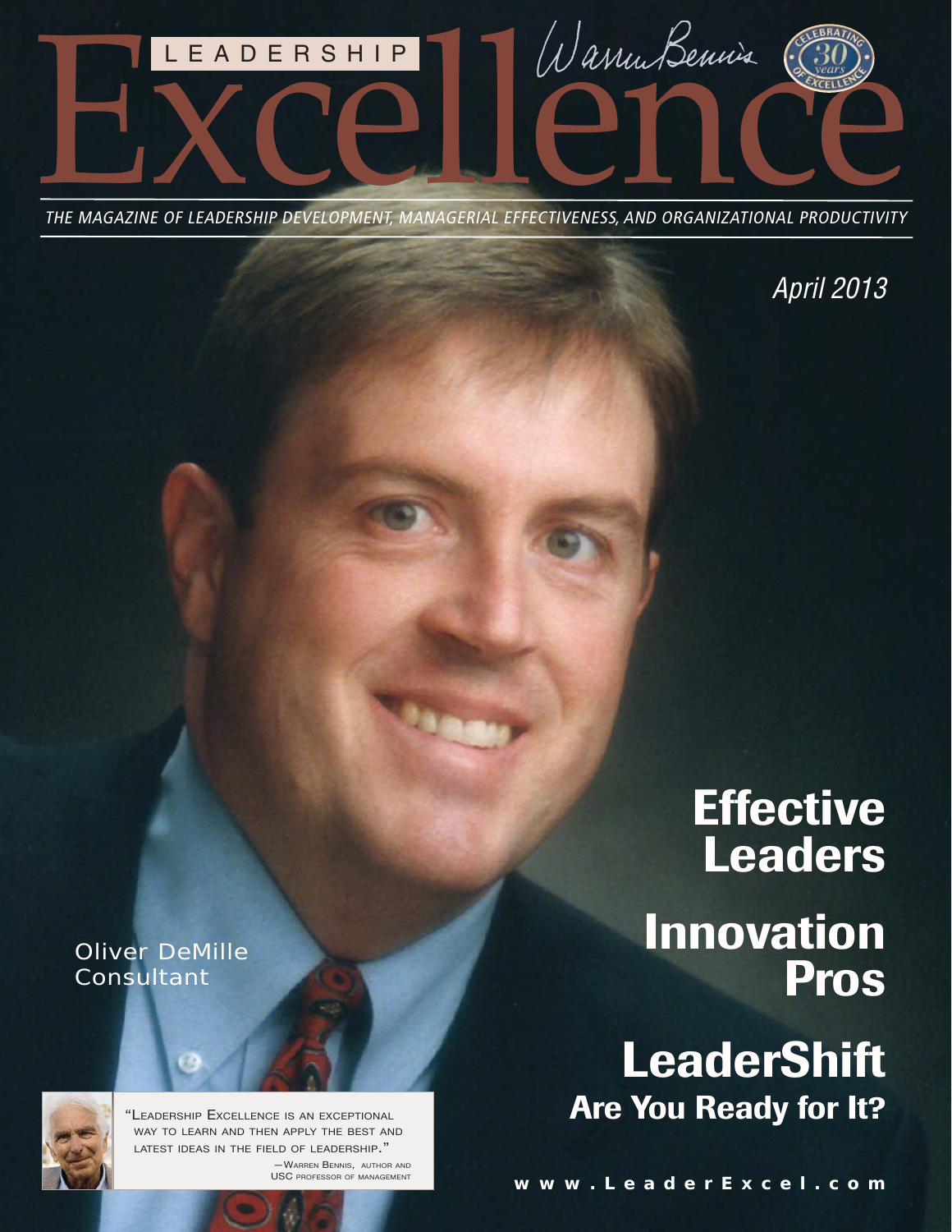# LEADERSHIP Excellence

Warren Bennis

Celebrating 30 years of Excellence

*THE MAGAZINE OF LEADERSHIP DEVELOPMENT, MANAGERIAL EFFECTIVENESS, AND ORGANIZATIONAL PRODUCTIVITY*

*April 2013*

## Effective Leaders

## Innovation Pros

## LeaderShift

### Are You Ready for It?

Oliver DeMille
Consultant

"Leadership Excellence is an exceptional way to learn and then apply the best and latest ideas in the field of leadership."
—Warren Bennis, author and USC professor of management

www.LeaderExcel.com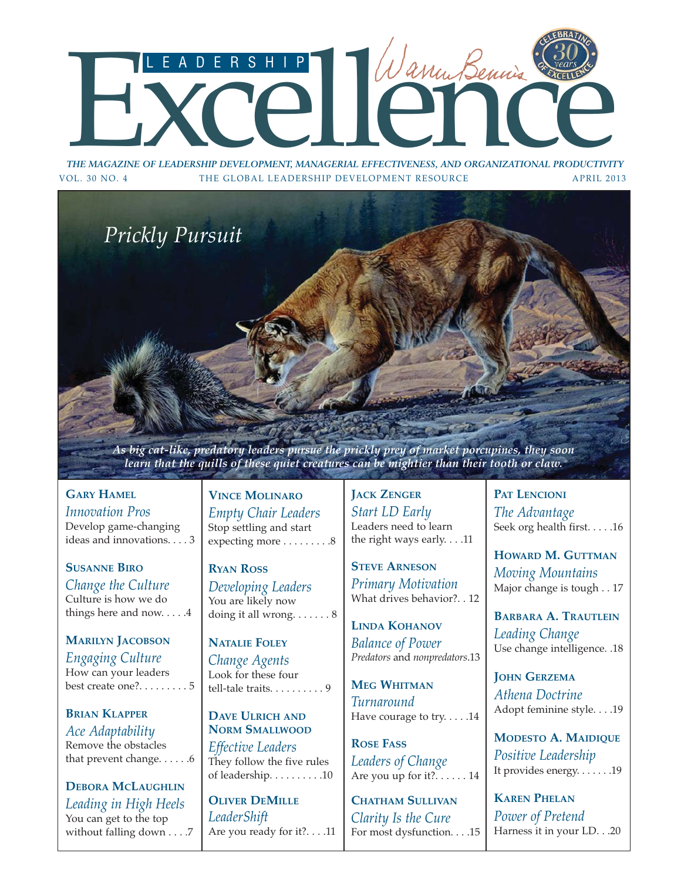# LEADERSHIP Excellence

Warren Bennis

CELEBRATING 30 years OF EXCELLENCE

*THE MAGAZINE OF LEADERSHIP DEVELOPMENT, MANAGERIAL EFFECTIVENESS, AND ORGANIZATIONAL PRODUCTIVITY*

VOL. 30 NO. 4 THE GLOBAL LEADERSHIP DEVELOPMENT RESOURCE APRIL 2013

## *Prickly Pursuit*

*As big cat-like, predatory leaders pursue the prickly prey of market porcupines, they soon learn that the quills of these quiet creatures can be mightier than their tooth or claw.*

**GARY HAMEL**
*Innovation Pros*
Develop game-changing ideas and innovations. . . . 3

**SUSANNE BIRO**
*Change the Culture*
Culture is how we do things here and now. . . . .4

**MARILYN JACOBSON**
*Engaging Culture*
How can your leaders best create one?. . . . . . . . . 5

**BRIAN KLAPPER**
*Ace Adaptability*
Remove the obstacles that prevent change. . . . . .6

**DEBORA MCLAUGHLIN**
*Leading in High Heels*
You can get to the top without falling down . . . .7

**VINCE MOLINARO**
*Empty Chair Leaders*
Stop settling and start expecting more . . . . . . . . .8

**RYAN ROSS**
*Developing Leaders*
You are likely now doing it all wrong. . . . . . . 8

**NATALIE FOLEY**
*Change Agents*
Look for these four tell-tale traits. . . . . . . . . . 9

**DAVE ULRICH AND NORM SMALLWOOD**
*Effective Leaders*
They follow the five rules of leadership. . . . . . . . . .10

**OLIVER DEMILLE**
*LeaderShift*
Are you ready for it?. . . .11

**JACK ZENGER**
*Start LD Early*
Leaders need to learn the right ways early. . . .11

**STEVE ARNESON**
*Primary Motivation*
What drives behavior?. . 12

**LINDA KOHANOV**
*Balance of Power*
*Predators* and *nonpredators*.13

**MEG WHITMAN**
*Turnaround*
Have courage to try. . . . .14

**ROSE FASS**
*Leaders of Change*
Are you up for it?. . . . . . 14

**CHATHAM SULLIVAN**
*Clarity Is the Cure*
For most dysfunction. . . .15

**PAT LENCIONI**
*The Advantage*
Seek org health first. . . . .16

**HOWARD M. GUTTMAN**
*Moving Mountains*
Major change is tough . . 17

**BARBARA A. TRAUTLEIN**
*Leading Change*
Use change intelligence. .18

**JOHN GERZEMA**
*Athena Doctrine*
Adopt feminine style. . . .19

**MODESTO A. MAIDIQUE**
*Positive Leadership*
It provides energy. . . . . . .19

**KAREN PHELAN**
*Power of Pretend*
Harness it in your LD. . .20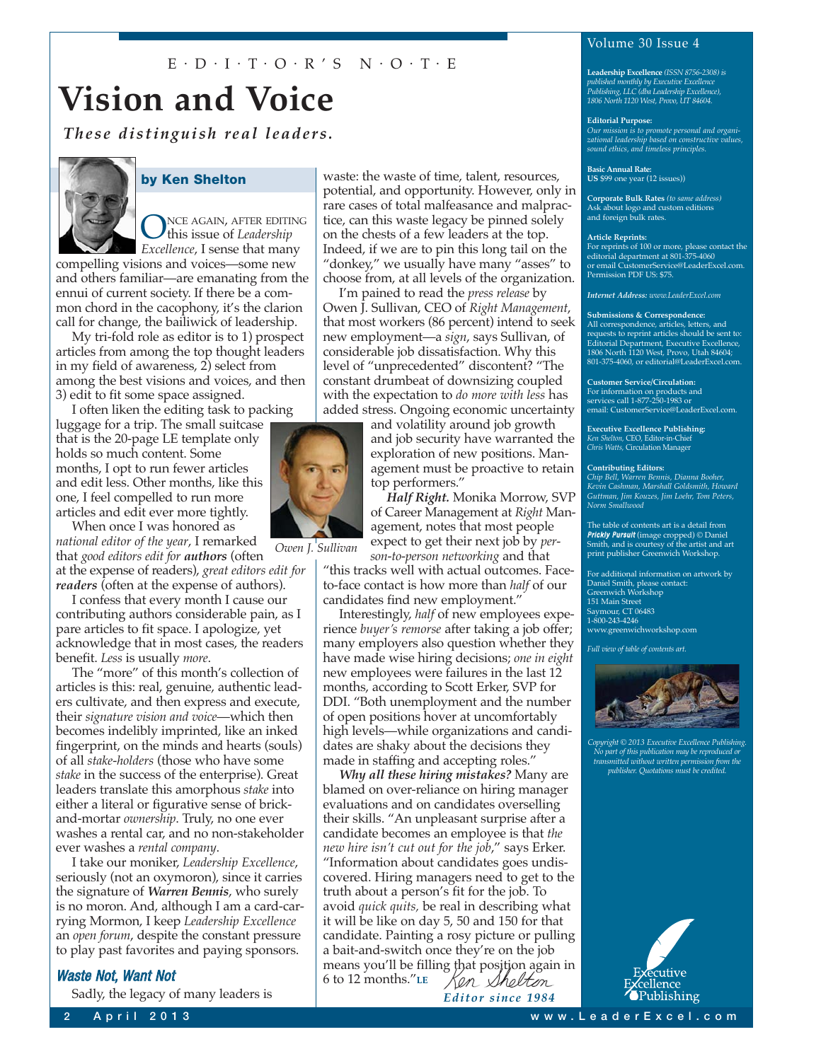E·D·I·T·O·R'S N·O·T·E

# Vision and Voice

***These distinguish real leaders.***

**by Ken Shelton**

ONCE AGAIN, AFTER EDITING this issue of *Leadership Excellence*, I sense that many compelling visions and voices—some new and others familiar—are emanating from the ennui of current society. If there be a common chord in the cacophony, it's the clarion call for change, the bailiwick of leadership.

My tri-fold role as editor is to 1) prospect articles from among the top thought leaders in my field of awareness, 2) select from among the best visions and voices, and then 3) edit to fit some space assigned.

I often liken the editing task to packing luggage for a trip. The small suitcase that is the 20-page LE template only holds so much content. Some months, I opt to run fewer articles and edit less. Other months, like this one, I feel compelled to run more articles and edit ever more tightly.

When once I was honored as *national editor of the year*, I remarked that *good editors edit for **authors*** (often at the expense of readers), *great editors edit for **readers*** (often at the expense of authors).

I confess that every month I cause our contributing authors considerable pain, as I pare articles to fit space. I apologize, yet acknowledge that in most cases, the readers benefit. *Less* is usually *more*.

The "more" of this month's collection of articles is this: real, genuine, authentic leaders cultivate, and then express and execute, their *signature vision and voice*—which then becomes indelibly imprinted, like an inked fingerprint, on the minds and hearts (souls) of all *stake-holders* (those who have some *stake* in the success of the enterprise). Great leaders translate this amorphous *stake* into either a literal or figurative sense of brick-and-mortar *ownership*. Truly, no one ever washes a rental car, and no non-stakeholder ever washes a *rental company*.

I take our moniker, *Leadership Excellence*, seriously (not an oxymoron), since it carries the signature of ***Warren Bennis***, who surely is no moron. And, although I am a card-carrying Mormon, I keep *Leadership Excellence* an *open forum*, despite the constant pressure to play past favorites and paying sponsors.

### *Waste Not, Want Not*

Sadly, the legacy of many leaders is waste: the waste of time, talent, resources, potential, and opportunity. However, only in rare cases of total malfeasance and malpractice, can this waste legacy be pinned solely on the chests of a few leaders at the top. Indeed, if we are to pin this long tail on the "donkey," we usually have many "asses" to choose from, at all levels of the organization.

I'm pained to read the *press release* by Owen J. Sullivan, CEO of *Right Management*, that most workers (86 percent) intend to seek new employment—a *sign*, says Sullivan, of considerable job dissatisfaction. Why this level of "unprecedented" discontent? "The constant drumbeat of downsizing coupled with the expectation to *do more with less* has added stress. Ongoing economic uncertainty and volatility around job growth and job security have warranted the exploration of new positions. Management must be proactive to retain top performers."

*Owen J. Sullivan*

***Half Right.*** Monika Morrow, SVP of Career Management at *Right* Management, notes that most people expect to get their next job by *person-to-person networking* and that "this tracks well with actual outcomes. Face-to-face contact is how more than *half* of our candidates find new employment."

Interestingly, *half* of new employees experience *buyer's remorse* after taking a job offer; many employers also question whether they have made wise hiring decisions; *one in eight* new employees were failures in the last 12 months, according to Scott Erker, SVP for DDI. "Both unemployment and the number of open positions hover at uncomfortably high levels—while organizations and candidates are shaky about the decisions they made in staffing and accepting roles."

***Why all these hiring mistakes?*** Many are blamed on over-reliance on hiring manager evaluations and on candidates overselling their skills. "An unpleasant surprise after a candidate becomes an employee is that *the new hire isn't cut out for the job*," says Erker. "Information about candidates goes undiscovered. Hiring managers need to get to the truth about a person's fit for the job. To avoid *quick quits,* be real in describing what it will be like on day 5, 50 and 150 for that candidate. Painting a rosy picture or pulling a bait-and-switch once they're on the job means you'll be filling that position again in 6 to 12 months." **LE**

Ken Shelton

*Editor since 1984*

---

Volume 30 Issue 4

**Leadership Excellence** *(ISSN 8756-2308) is published monthly by Executive Excellence Publishing, LLC (dba Leadership Excellence), 1806 North 1120 West, Provo, UT 84604.*

**Editorial Purpose:**
*Our mission is to promote personal and organizational leadership based on constructive values, sound ethics, and timeless principles.*

**Basic Annual Rate:**
**US** $99 one year (12 issues))

**Corporate Bulk Rates** *(to same address)*
Ask about logo and custom editions and foreign bulk rates.

**Article Reprints:**
For reprints of 100 or more, please contact the editorial department at 801-375-4060 or email CustomerService@LeaderExcel.com. Permission PDF US: $75.

***Internet Address:*** *www.LeaderExcel.com*

**Submissions & Correspondence:**
All correspondence, articles, letters, and requests to reprint articles should be sent to: Editorial Department, Executive Excellence, 1806 North 1120 West, Provo, Utah 84604; 801-375-4060, or editorial@LeaderExcel.com.

**Customer Service/Circulation:**
For information on products and services call 1-877-250-1983 or email: CustomerService@LeaderExcel.com.

**Executive Excellence Publishing:**
*Ken Shelton,* CEO, Editor-in-Chief
*Chris Watts,* Circulation Manager

**Contributing Editors:**
*Chip Bell, Warren Bennis, Dianna Booher, Kevin Cashman, Marshall Goldsmith, Howard Guttman, Jim Kouzes, Jim Loehr, Tom Peters, Norm Smallwood*

The table of contents art is a detail from ***Prickly Pursuit*** (image cropped) © Daniel Smith, and is courtesy of the artist and art print publisher Greenwich Workshop.

For additional information on artwork by Daniel Smith, please contact:
Greenwich Workshop
151 Main Street
Saymour, CT 06483
1-800-243-4246
www.greenwichworkshop.com

*Full view of table of contents art.*

*Copyright © 2013 Executive Excellence Publishing. No part of this publication may be reproduced or transmitted without written permission from the publisher. Quotations must be credited.*

Executive Excellence Publishing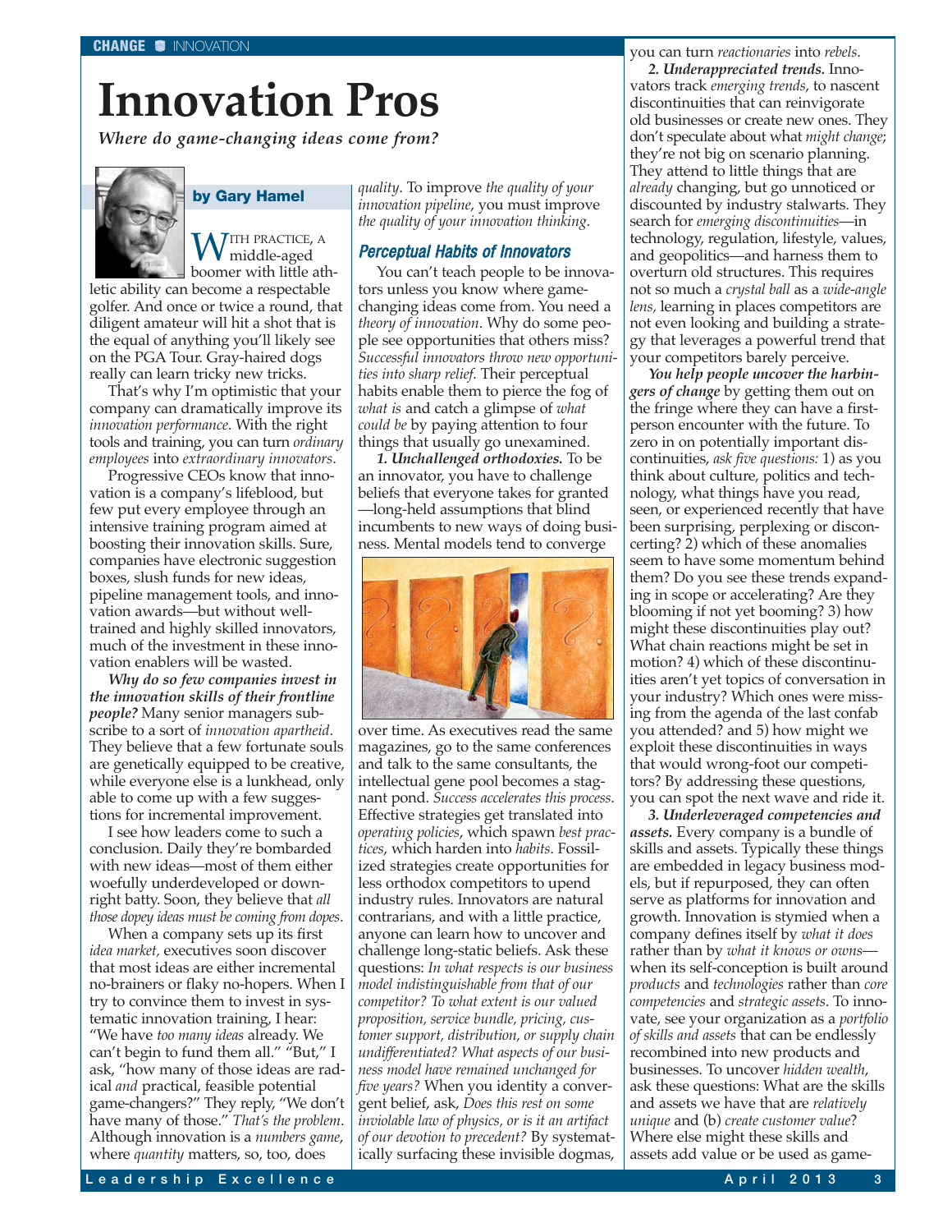CHANGE ■ INNOVATION

# Innovation Pros

***Where do game-changing ideas come from?***

**by Gary Hamel**

WITH PRACTICE, A middle-aged boomer with little athletic ability can become a respectable golfer. And once or twice a round, that diligent amateur will hit a shot that is the equal of anything you'll likely see on the PGA Tour. Gray-haired dogs really can learn tricky new tricks.

That's why I'm optimistic that your company can dramatically improve its *innovation performance*. With the right tools and training, you can turn *ordinary employees* into *extraordinary innovators*.

Progressive CEOs know that innovation is a company's lifeblood, but few put every employee through an intensive training program aimed at boosting their innovation skills. Sure, companies have electronic suggestion boxes, slush funds for new ideas, pipeline management tools, and innovation awards—but without well-trained and highly skilled innovators, much of the investment in these innovation enablers will be wasted.

***Why do so few companies invest in the innovation skills of their frontline people?*** Many senior managers subscribe to a sort of *innovation apartheid*. They believe that a few fortunate souls are genetically equipped to be creative, while everyone else is a lunkhead, only able to come up with a few suggestions for incremental improvement.

I see how leaders come to such a conclusion. Daily they're bombarded with new ideas—most of them either woefully underdeveloped or downright batty. Soon, they believe that *all those dopey ideas must be coming from dopes*.

When a company sets up its first *idea market,* executives soon discover that most ideas are either incremental no-brainers or flaky no-hopers. When I try to convince them to invest in systematic innovation training, I hear: "We have *too many ideas* already. We can't begin to fund them all." "But," I ask, "how many of those ideas are radical *and* practical, feasible potential game-changers?" They reply, "We don't have many of those." *That's the problem*. Although innovation is a *numbers game*, where *quantity* matters, so, too, does *quality*. To improve *the quality of your innovation pipeline*, you must improve *the quality of your innovation thinking*.

### Perceptual Habits of Innovators

You can't teach people to be innovators unless you know where game-changing ideas come from. You need a *theory of innovation*. Why do some people see opportunities that others miss? *Successful innovators throw new opportunities into sharp relief*. Their perceptual habits enable them to pierce the fog of *what is* and catch a glimpse of *what could be* by paying attention to four things that usually go unexamined.

***1. Unchallenged orthodoxies.*** To be an innovator, you have to challenge beliefs that everyone takes for granted—long-held assumptions that blind incumbents to new ways of doing business. Mental models tend to converge over time. As executives read the same magazines, go to the same conferences and talk to the same consultants, the intellectual gene pool becomes a stagnant pond. *Success accelerates this process*. Effective strategies get translated into *operating policies*, which spawn *best practices*, which harden into *habits*. Fossilized strategies create opportunities for less orthodox competitors to upend industry rules. Innovators are natural contrarians, and with a little practice, anyone can learn how to uncover and challenge long-static beliefs. Ask these questions: *In what respects is our business model indistinguishable from that of our competitor? To what extent is our valued proposition, service bundle, pricing, customer support, distribution, or supply chain undifferentiated? What aspects of our business model have remained unchanged for five years?* When you identity a convergent belief, ask, *Does this rest on some inviolable law of physics, or is it an artifact of our devotion to precedent?* By systematically surfacing these invisible dogmas, you can turn *reactionaries* into *rebels*.

***2. Underappreciated trends.*** Innovators track *emerging trends*, to nascent discontinuities that can reinvigorate old businesses or create new ones. They don't speculate about what *might change*; they're not big on scenario planning. They attend to little things that are *already* changing, but go unnoticed or discounted by industry stalwarts. They search for *emerging discontinuities*—in technology, regulation, lifestyle, values, and geopolitics—and harness them to overturn old structures. This requires not so much a *crystal ball* as a *wide-angle lens,* learning in places competitors are not even looking and building a strategy that leverages a powerful trend that your competitors barely perceive.

***You help people uncover the harbingers of change*** by getting them out on the fringe where they can have a first-person encounter with the future. To zero in on potentially important discontinuities, *ask five questions:* 1) as you think about culture, politics and technology, what things have you read, seen, or experienced recently that have been surprising, perplexing or disconcerting? 2) which of these anomalies seem to have some momentum behind them? Do you see these trends expanding in scope or accelerating? Are they blooming if not yet booming? 3) how might these discontinuities play out? What chain reactions might be set in motion? 4) which of these discontinuities aren't yet topics of conversation in your industry? Which ones were missing from the agenda of the last confab you attended? and 5) how might we exploit these discontinuities in ways that would wrong-foot our competitors? By addressing these questions, you can spot the next wave and ride it.

***3. Underleveraged competencies and assets.*** Every company is a bundle of skills and assets. Typically these things are embedded in legacy business models, but if repurposed, they can often serve as platforms for innovation and growth. Innovation is stymied when a company defines itself by *what it does* rather than by *what it knows or owns*—when its self-conception is built around *products* and *technologies* rather than *core competencies* and *strategic assets*. To innovate, see your organization as a *portfolio of skills and assets* that can be endlessly recombined into new products and businesses. To uncover *hidden wealth*, ask these questions: What are the skills and assets we have that are *relatively unique* and (b) *create customer value*? Where else might these skills and assets add value or be used as game-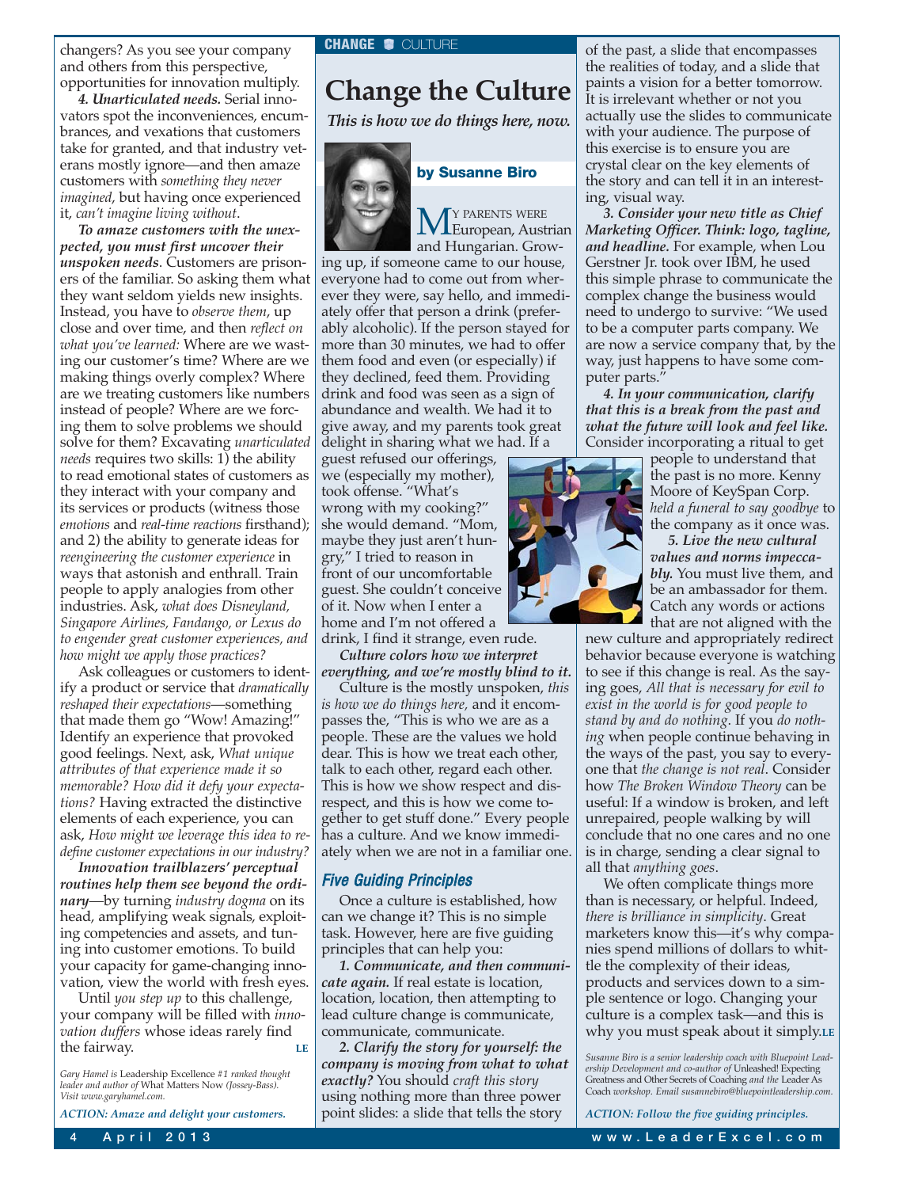changers? As you see your company and others from this perspective, opportunities for innovation multiply.

***4. Unarticulated needs.*** Serial innovators spot the inconveniences, encumbrances, and vexations that customers take for granted, and that industry veterans mostly ignore—and then amaze customers with *something they never imagined*, but having once experienced it, *can't imagine living without*.

***To amaze customers with the unexpected, you must first uncover their unspoken needs***. Customers are prisoners of the familiar. So asking them what they want seldom yields new insights. Instead, you have to *observe them*, up close and over time, and then *reflect on what you've learned:* Where are we wasting our customer's time? Where are we making things overly complex? Where are we treating customers like numbers instead of people? Where are we forcing them to solve problems we should solve for them? Excavating *unarticulated needs* requires two skills: 1) the ability to read emotional states of customers as they interact with your company and its services or products (witness those *emotions* and *real-time reactions* firsthand); and 2) the ability to generate ideas for *reengineering the customer experience* in ways that astonish and enthrall. Train people to apply analogies from other industries. Ask, *what does Disneyland, Singapore Airlines, Fandango, or Lexus do to engender great customer experiences, and how might we apply those practices?*

Ask colleagues or customers to identify a product or service that *dramatically reshaped their expectations*—something that made them go "Wow! Amazing!" Identify an experience that provoked good feelings. Next, ask, *What unique attributes of that experience made it so memorable? How did it defy your expectations?* Having extracted the distinctive elements of each experience, you can ask, *How might we leverage this idea to redefine customer expectations in our industry?*

***Innovation trailblazers' perceptual routines help them see beyond the ordinary***—by turning *industry dogma* on its head, amplifying weak signals, exploiting competencies and assets, and tuning into customer emotions. To build your capacity for game-changing innovation, view the world with fresh eyes.

Until *you step up* to this challenge, your company will be filled with *innovation duffers* whose ideas rarely find the fairway. **LE**

*Gary Hamel is* Leadership Excellence *#1 ranked thought leader and author of* What Matters Now *(Jossey-Bass). Visit www.garyhamel.com.*

***ACTION: Amaze and delight your customers.***

CHANGE | CULTURE

# Change the Culture

***This is how we do things here, now.***

**by Susanne Biro**

MY PARENTS WERE European, Austrian and Hungarian. Growing up, if someone came to our house, everyone had to come out from wherever they were, say hello, and immediately offer that person a drink (preferably alcoholic). If the person stayed for more than 30 minutes, we had to offer them food and even (or especially) if they declined, feed them. Providing drink and food was seen as a sign of abundance and wealth. We had it to give away, and my parents took great delight in sharing what we had. If a guest refused our offerings, we (especially my mother), took offense. "What's wrong with my cooking?" she would demand. "Mom, maybe they just aren't hungry," I tried to reason in front of our uncomfortable guest. She couldn't conceive of it. Now when I enter a home and I'm not offered a drink, I find it strange, even rude.

***Culture colors how we interpret everything, and we're mostly blind to it.*** Culture is the mostly unspoken, *this is how we do things here,* and it encompasses the, "This is who we are as a people. These are the values we hold dear. This is how we treat each other, talk to each other, regard each other. This is how we show respect and disrespect, and this is how we come together to get stuff done." Every people has a culture. And we know immediately when we are not in a familiar one.

## Five Guiding Principles

Once a culture is established, how can we change it? This is no simple task. However, here are five guiding principles that can help you:

***1. Communicate, and then communicate again.*** If real estate is location, location, location, then attempting to lead culture change is communicate, communicate, communicate.

***2. Clarify the story for yourself: the company is moving from what to what exactly?*** You should *craft this story* using nothing more than three power point slides: a slide that tells the story of the past, a slide that encompasses the realities of today, and a slide that paints a vision for a better tomorrow. It is irrelevant whether or not you actually use the slides to communicate with your audience. The purpose of this exercise is to ensure you are crystal clear on the key elements of the story and can tell it in an interesting, visual way.

***3. Consider your new title as Chief Marketing Officer. Think: logo, tagline, and headline.*** For example, when Lou Gerstner Jr. took over IBM, he used this simple phrase to communicate the complex change the business would need to undergo to survive: "We used to be a computer parts company. We are now a service company that, by the way, just happens to have some computer parts."

***4. In your communication, clarify that this is a break from the past and what the future will look and feel like.*** Consider incorporating a ritual to get people to understand that the past is no more. Kenny Moore of KeySpan Corp. *held a funeral to say goodbye* to the company as it once was.

***5. Live the new cultural values and norms impeccably.*** You must live them, and be an ambassador for them. Catch any words or actions that are not aligned with the new culture and appropriately redirect behavior because everyone is watching to see if this change is real. As the saying goes, *All that is necessary for evil to exist in the world is for good people to stand by and do nothing*. If you *do nothing* when people continue behaving in the ways of the past, you say to everyone that *the change is not real*. Consider how *The Broken Window Theory* can be useful: If a window is broken, and left unrepaired, people walking by will conclude that no one cares and no one is in charge, sending a clear signal to all that *anything goes*.

We often complicate things more than is necessary, or helpful. Indeed, *there is brilliance in simplicity*. Great marketers know this—it's why companies spend millions of dollars to whittle the complexity of their ideas, products and services down to a simple sentence or logo. Changing your culture is a complex task—and this is why you must speak about it simply. **LE**

*Susanne Biro is a senior leadership coach with Bluepoint Leadership Development and co-author of* Unleashed! Expecting Greatness and Other Secrets of Coaching *and the* Leader As Coach *workshop. Email susannebiro@bluepointleadership.com.*

***ACTION: Follow the five guiding principles.***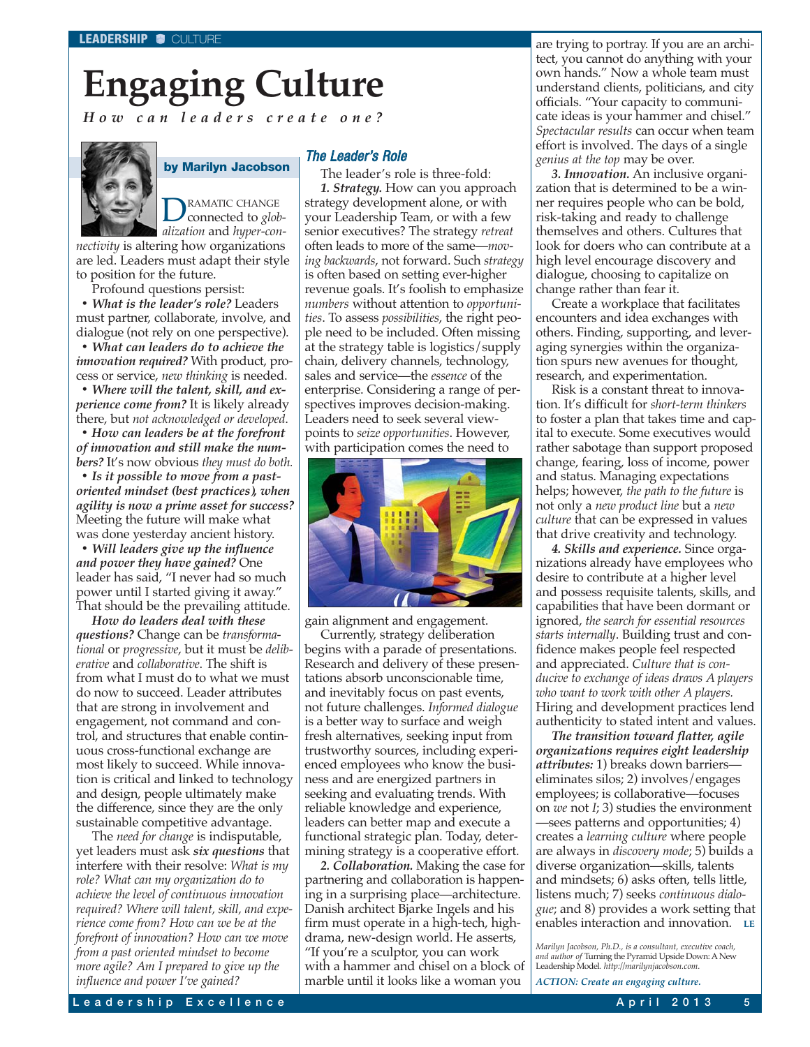LEADERSHIP ■ CULTURE

# Engaging Culture

***How can leaders create one?***

**by Marilyn Jacobson**

DRAMATIC CHANGE connected to *globalization* and *hyper-connectivity* is altering how organizations are led. Leaders must adapt their style to position for the future.

Profound questions persist:

- ***What is the leader's role?*** Leaders must partner, collaborate, involve, and dialogue (not rely on one perspective).
- ***What can leaders do to achieve the innovation required?*** With product, process or service, *new thinking* is needed.
- ***Where will the talent, skill, and experience come from?*** It is likely already there, but *not acknowledged or developed*.
- ***How can leaders be at the forefront of innovation and still make the numbers?*** It's now obvious *they must do both.*
- ***Is it possible to move from a past-oriented mindset (best practices), when agility is now a prime asset for success?*** Meeting the future will make what was done yesterday ancient history.
- ***Will leaders give up the influence and power they have gained?*** One leader has said, "I never had so much power until I started giving it away." That should be the prevailing attitude.

***How do leaders deal with these questions?*** Change can be *transformational* or *progressive*, but it must be *deliberative* and *collaborative*. The shift is from what I must do to what we must do now to succeed. Leader attributes that are strong in involvement and engagement, not command and control, and structures that enable continuous cross-functional exchange are most likely to succeed. While innovation is critical and linked to technology and design, people ultimately make the difference, since they are the only sustainable competitive advantage.

The *need for change* is indisputable, yet leaders must ask ***six questions*** that interfere with their resolve: *What is my role? What can my organization do to achieve the level of continuous innovation required? Where will talent, skill, and experience come from? How can we be at the forefront of innovation? How can we move from a past oriented mindset to become more agile? Am I prepared to give up the influence and power I've gained?*

## The Leader's Role

The leader's role is three-fold:

***1. Strategy.*** How can you approach strategy development alone, or with your Leadership Team, or with a few senior executives? The strategy *retreat* often leads to more of the same—*moving backwards*, not forward. Such *strategy* is often based on setting ever-higher revenue goals. It's foolish to emphasize *numbers* without attention to *opportunities*. To assess *possibilities*, the right people need to be included. Often missing at the strategy table is logistics/supply chain, delivery channels, technology, sales and service—the *essence* of the enterprise. Considering a range of perspectives improves decision-making. Leaders need to seek several viewpoints to *seize opportunities*. However, with participation comes the need to gain alignment and engagement.

Currently, strategy deliberation begins with a parade of presentations. Research and delivery of these presentations absorb unconscionable time, and inevitably focus on past events, not future challenges. *Informed dialogue* is a better way to surface and weigh fresh alternatives, seeking input from trustworthy sources, including experienced employees who know the business and are energized partners in seeking and evaluating trends. With reliable knowledge and experience, leaders can better map and execute a functional strategic plan. Today, determining strategy is a cooperative effort.

***2. Collaboration.*** Making the case for partnering and collaboration is happening in a surprising place—architecture. Danish architect Bjarke Ingels and his firm must operate in a high-tech, high-drama, new-design world. He asserts, "If you're a sculptor, you can work with a hammer and chisel on a block of marble until it looks like a woman you are trying to portray. If you are an architect, you cannot do anything with your own hands." Now a whole team must understand clients, politicians, and city officials. "Your capacity to communicate ideas is your hammer and chisel." *Spectacular results* can occur when team effort is involved. The days of a single *genius at the top* may be over.

***3. Innovation.*** An inclusive organization that is determined to be a winner requires people who can be bold, risk-taking and ready to challenge themselves and others. Cultures that look for doers who can contribute at a high level encourage discovery and dialogue, choosing to capitalize on change rather than fear it.

Create a workplace that facilitates encounters and idea exchanges with others. Finding, supporting, and leveraging synergies within the organization spurs new avenues for thought, research, and experimentation.

Risk is a constant threat to innovation. It's difficult for *short-term thinkers* to foster a plan that takes time and capital to execute. Some executives would rather sabotage than support proposed change, fearing, loss of income, power and status. Managing expectations helps; however, *the path to the future* is not only a *new product line* but a *new culture* that can be expressed in values that drive creativity and technology.

***4. Skills and experience.*** Since organizations already have employees who desire to contribute at a higher level and possess requisite talents, skills, and capabilities that have been dormant or ignored, *the search for essential resources starts internally*. Building trust and confidence makes people feel respected and appreciated. *Culture that is conducive to exchange of ideas draws A players who want to work with other A players.* Hiring and development practices lend authenticity to stated intent and values.

***The transition toward flatter, agile organizations requires eight leadership attributes:*** 1) breaks down barriers—eliminates silos; 2) involves/engages employees; is collaborative—focuses on *we* not *I*; 3) studies the environment—sees patterns and opportunities; 4) creates a *learning culture* where people are always in *discovery mode*; 5) builds a diverse organization—skills, talents and mindsets; 6) asks often, tells little, listens much; 7) seeks *continuous dialogue*; and 8) provides a work setting that enables interaction and innovation. **LE**

*Marilyn Jacobson, Ph.D., is a consultant, executive coach, and author of* Turning the Pyramid Upside Down: A New Leadership Model. *http://marilynjacobson.com.*

*ACTION: Create an engaging culture.*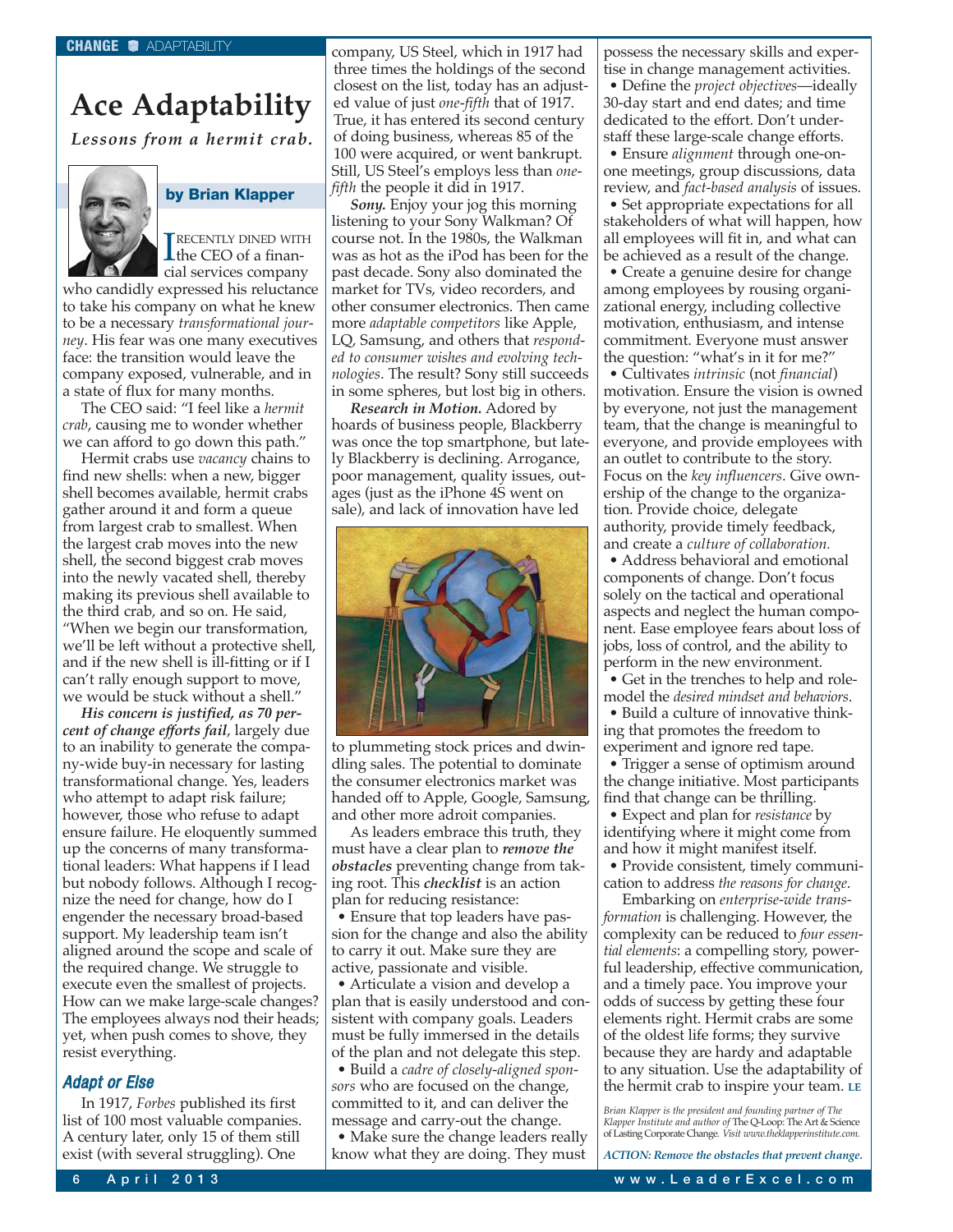CHANGE ■ ADAPTABILITY

# Ace Adaptability

***Lessons from a hermit crab.***

**by Brian Klapper**

I RECENTLY DINED WITH the CEO of a financial services company who candidly expressed his reluctance to take his company on what he knew to be a necessary *transformational journey*. His fear was one many executives face: the transition would leave the company exposed, vulnerable, and in a state of flux for many months.

The CEO said: "I feel like a *hermit crab*, causing me to wonder whether we can afford to go down this path."

Hermit crabs use *vacancy* chains to find new shells: when a new, bigger shell becomes available, hermit crabs gather around it and form a queue from largest crab to smallest. When the largest crab moves into the new shell, the second biggest crab moves into the newly vacated shell, thereby making its previous shell available to the third crab, and so on. He said, "When we begin our transformation, we'll be left without a protective shell, and if the new shell is ill-fitting or if I can't rally enough support to move, we would be stuck without a shell."

***His concern is justified, as 70 percent of change efforts fail***, largely due to an inability to generate the company-wide buy-in necessary for lasting transformational change. Yes, leaders who attempt to adapt risk failure; however, those who refuse to adapt ensure failure. He eloquently summed up the concerns of many transformational leaders: What happens if I lead but nobody follows. Although I recognize the need for change, how do I engender the necessary broad-based support. My leadership team isn't aligned around the scope and scale of the required change. We struggle to execute even the smallest of projects. How can we make large-scale changes? The employees always nod their heads; yet, when push comes to shove, they resist everything.

## Adapt or Else

In 1917, *Forbes* published its first list of 100 most valuable companies. A century later, only 15 of them still exist (with several struggling). One company, US Steel, which in 1917 had three times the holdings of the second closest on the list, today has an adjusted value of just *one-fifth* that of 1917. True, it has entered its second century of doing business, whereas 85 of the 100 were acquired, or went bankrupt. Still, US Steel's employs less than *one-fifth* the people it did in 1917.

***Sony.*** Enjoy your jog this morning listening to your Sony Walkman? Of course not. In the 1980s, the Walkman was as hot as the iPod has been for the past decade. Sony also dominated the market for TVs, video recorders, and other consumer electronics. Then came more *adaptable competitors* like Apple, LQ, Samsung, and others that *responded to consumer wishes and evolving technologies*. The result? Sony still succeeds in some spheres, but lost big in others.

***Research in Motion.*** Adored by hoards of business people, Blackberry was once the top smartphone, but lately Blackberry is declining. Arrogance, poor management, quality issues, outages (just as the iPhone 4S went on sale), and lack of innovation have led to plummeting stock prices and dwindling sales. The potential to dominate the consumer electronics market was handed off to Apple, Google, Samsung, and other more adroit companies.

As leaders embrace this truth, they must have a clear plan to ***remove the obstacles*** preventing change from taking root. This ***checklist*** is an action plan for reducing resistance:

- Ensure that top leaders have passion for the change and also the ability to carry it out. Make sure they are active, passionate and visible.
- Articulate a vision and develop a plan that is easily understood and consistent with company goals. Leaders must be fully immersed in the details of the plan and not delegate this step.
- Build a *cadre of closely-aligned sponsors* who are focused on the change, committed to it, and can deliver the message and carry-out the change.
- Make sure the change leaders really know what they are doing. They must possess the necessary skills and expertise in change management activities.
- Define the *project objectives*—ideally 30-day start and end dates; and time dedicated to the effort. Don't understaff these large-scale change efforts.
- Ensure *alignment* through one-on-one meetings, group discussions, data review, and *fact-based analysis* of issues.
- Set appropriate expectations for all stakeholders of what will happen, how all employees will fit in, and what can be achieved as a result of the change.
- Create a genuine desire for change among employees by rousing organizational energy, including collective motivation, enthusiasm, and intense commitment. Everyone must answer the question: "what's in it for me?"
- Cultivates *intrinsic* (not *financial*) motivation. Ensure the vision is owned by everyone, not just the management team, that the change is meaningful to everyone, and provide employees with an outlet to contribute to the story. Focus on the *key influencers*. Give ownership of the change to the organization. Provide choice, delegate authority, provide timely feedback, and create a *culture of collaboration.*
- Address behavioral and emotional components of change. Don't focus solely on the tactical and operational aspects and neglect the human component. Ease employee fears about loss of jobs, loss of control, and the ability to perform in the new environment.
- Get in the trenches to help and role-model the *desired mindset and behaviors*.
- Build a culture of innovative thinking that promotes the freedom to experiment and ignore red tape.
- Trigger a sense of optimism around the change initiative. Most participants find that change can be thrilling.
- Expect and plan for *resistance* by identifying where it might come from and how it might manifest itself.
- Provide consistent, timely communication to address *the reasons for change*.

Embarking on *enterprise-wide transformation* is challenging. However, the complexity can be reduced to *four essential elements*: a compelling story, powerful leadership, effective communication, and a timely pace. You improve your odds of success by getting these four elements right. Hermit crabs are some of the oldest life forms; they survive because they are hardy and adaptable to any situation. Use the adaptability of the hermit crab to inspire your team. LE

*Brian Klapper is the president and founding partner of The Klapper Institute and author of* The Q-Loop: The Art & Science of Lasting Corporate Change. *Visit www.theklapperinstitute.com.*

***ACTION: Remove the obstacles that prevent change.***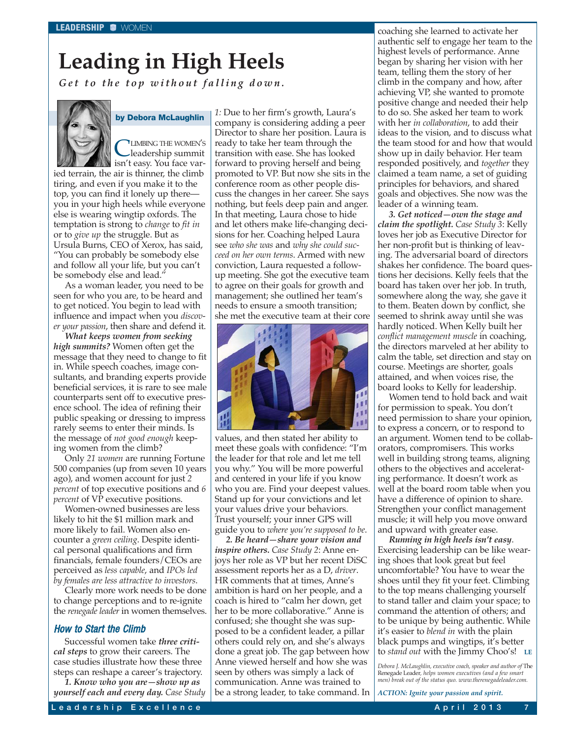LEADERSHIP ■ WOMEN

# Leading in High Heels

***Get to the top without falling down.***

**by Debora McLaughlin**

Climbing the women's leadership summit isn't easy. You face varied terrain, the air is thinner, the climb tiring, and even if you make it to the top, you can find it lonely up there—you in your high heels while everyone else is wearing wingtip oxfords. The temptation is strong to *change* to *fit in* or to *give up* the struggle. But as Ursula Burns, CEO of Xerox, has said, "You can probably be somebody else and follow all your life, but you can't be somebody else and lead."

As a woman leader, you need to be seen for who you are, to be heard and to get noticed. You begin to lead with influence and impact when you *discover your passion*, then share and defend it.

***What keeps women from seeking high summits?*** Women often get the message that they need to change to fit in. While speech coaches, image consultants, and branding experts provide beneficial services, it is rare to see male counterparts sent off to executive presence school. The idea of refining their public speaking or dressing to impress rarely seems to enter their minds. Is the message of *not good enough* keeping women from the climb?

Only *21 women* are running Fortune 500 companies (up from seven 10 years ago), and women account for just *2 percent* of top executive positions and *6 percent* of VP executive positions.

Women-owned businesses are less likely to hit the $1 million mark and more likely to fail. Women also encounter a *green ceiling*. Despite identical personal qualifications and firm financials, female founders/CEOs are perceived as *less capable*, and *IPOs led by females are less attractive to investors*.

Clearly more work needs to be done to change perceptions and to re-ignite the *renegade leader* in women themselves.

## How to Start the Climb

Successful women take ***three critical steps*** to grow their careers. The case studies illustrate how these three steps can reshape a career's trajectory.

***1. Know who you are—show up as yourself each and every day.*** *Case Study 1:* Due to her firm's growth, Laura's company is considering adding a peer Director to share her position. Laura is ready to take her team through the transition with ease. She has looked forward to proving herself and being promoted to VP. But now she sits in the conference room as other people discuss the changes in her career. She says nothing, but feels deep pain and anger. In that meeting, Laura chose to hide and let others make life-changing decisions for her. Coaching helped Laura see *who she was* and *why she could succeed on her own terms*. Armed with new conviction, Laura requested a follow-up meeting. She got the executive team to agree on their goals for growth and management; she outlined her team's needs to ensure a smooth transition; she met the executive team at their core values, and then stated her ability to meet these goals with confidence: "I'm the leader for that role and let me tell you why." You will be more powerful and centered in your life if you know who you are. Find your deepest values. Stand up for your convictions and let your values drive your behaviors. Trust yourself; your inner GPS will guide you to *where you're supposed to be*.

***2. Be heard—share your vision and inspire others.*** *Case Study 2*: Anne enjoys her role as VP but her recent DiSC assessment reports her as a D, *driver*. HR comments that at times, Anne's ambition is hard on her people, and a coach is hired to "calm her down, get her to be more collaborative." Anne is confused; she thought she was supposed to be a confident leader, a pillar others could rely on, and she's always done a great job. The gap between how Anne viewed herself and how she was seen by others was simply a lack of communication. Anne was trained to be a strong leader, to take command. In coaching she learned to activate her authentic self to engage her team to the highest levels of performance. Anne began by sharing her vision with her team, telling them the story of her climb in the company and how, after achieving VP, she wanted to promote positive change and needed their help to do so. She asked her team to work with her *in collaboration*, to add their ideas to the vision, and to discuss what the team stood for and how that would show up in daily behavior. Her team responded positively, and *together* they claimed a team name, a set of guiding principles for behaviors, and shared goals and objectives. She now was the leader of a winning team.

***3. Get noticed—own the stage and claim the spotlight.*** *Case Study 3*: Kelly loves her job as Executive Director for her non-profit but is thinking of leaving. The adversarial board of directors shakes her confidence. The board questions her decisions. Kelly feels that the board has taken over her job. In truth, somewhere along the way, she gave it to them. Beaten down by conflict, she seemed to shrink away until she was hardly noticed. When Kelly built her *conflict management muscle* in coaching, the directors marveled at her ability to calm the table, set direction and stay on course. Meetings are shorter, goals attained, and when voices rise, the board looks to Kelly for leadership.

Women tend to hold back and wait for permission to speak. You don't need permission to share your opinion, to express a concern, or to respond to an argument. Women tend to be collaborators, compromisers. This works well in building strong teams, aligning others to the objectives and accelerating performance. It doesn't work as well at the board room table when you have a difference of opinion to share. Strengthen your conflict management muscle; it will help you move onward and upward with greater ease.

***Running in high heels isn't easy***. Exercising leadership can be like wearing shoes that look great but feel uncomfortable? You have to wear the shoes until they fit your feet. Climbing to the top means challenging yourself to stand taller and claim your space; to command the attention of others; and to be unique by being authentic. While it's easier to *blend in* with the plain black pumps and wingtips, it's better to *stand out* with the Jimmy Choo's! **LE**

*Debora J. McLaughlin, executive coach, speaker and author of* The Renegade Leader, *helps women executives (and a few smart men) break out of the status quo. www.therenegadeleader.com.*

*ACTION: Ignite your passion and spirit.*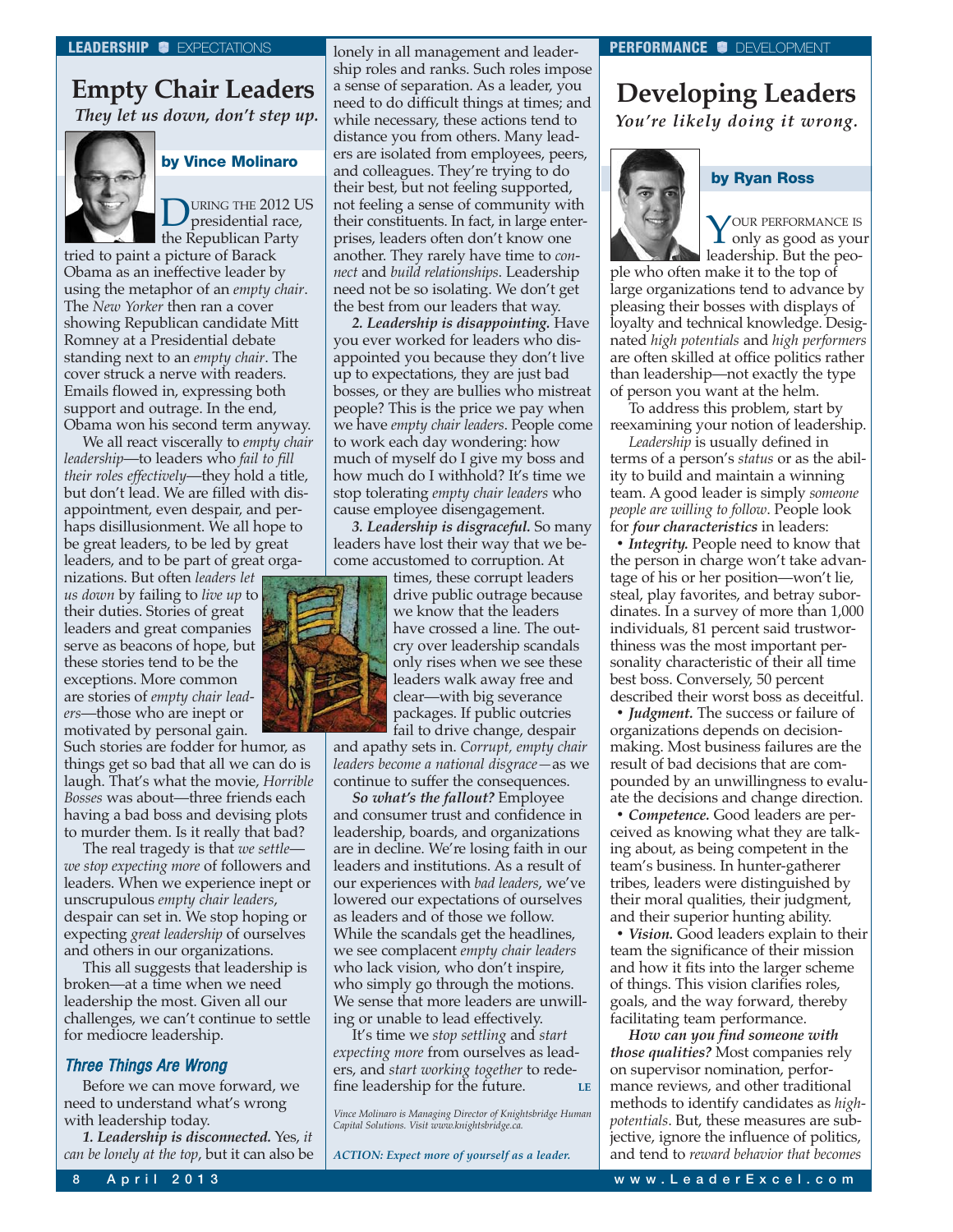LEADERSHIP ■ EXPECTATIONS

# Empty Chair Leaders

*They let us down, don't step up.*

**by Vince Molinaro**

DURING THE 2012 US presidential race, the Republican Party tried to paint a picture of Barack Obama as an ineffective leader by using the metaphor of an *empty chair*. The *New Yorker* then ran a cover showing Republican candidate Mitt Romney at a Presidential debate standing next to an *empty chair*. The cover struck a nerve with readers. Emails flowed in, expressing both support and outrage. In the end, Obama won his second term anyway.

We all react viscerally to *empty chair leadership*—to leaders who *fail to fill their roles effectively*—they hold a title, but don't lead. We are filled with disappointment, even despair, and perhaps disillusionment. We all hope to be great leaders, to be led by great leaders, and to be part of great organizations. But often *leaders let us down* by failing to *live up* to their duties. Stories of great leaders and great companies serve as beacons of hope, but these stories tend to be the exceptions. More common are stories of *empty chair leaders*—those who are inept or motivated by personal gain. Such stories are fodder for humor, as things get so bad that all we can do is laugh. That's what the movie, *Horrible Bosses* was about—three friends each having a bad boss and devising plots to murder them. Is it really that bad?

The real tragedy is that *we settle—we stop expecting more* of followers and leaders. When we experience inept or unscrupulous *empty chair leaders*, despair can set in. We stop hoping or expecting *great leadership* of ourselves and others in our organizations.

This all suggests that leadership is broken—at a time when we need leadership the most. Given all our challenges, we can't continue to settle for mediocre leadership.

### Three Things Are Wrong

Before we can move forward, we need to understand what's wrong with leadership today.

***1. Leadership is disconnected.*** Yes, *it can be lonely at the top*, but it can also be lonely in all management and leadership roles and ranks. Such roles impose a sense of separation. As a leader, you need to do difficult things at times; and while necessary, these actions tend to distance you from others. Many leaders are isolated from employees, peers, and colleagues. They're trying to do their best, but not feeling supported, not feeling a sense of community with their constituents. In fact, in large enterprises, leaders often don't know one another. They rarely have time to *connect* and *build relationships*. Leadership need not be so isolating. We don't get the best from our leaders that way.

***2. Leadership is disappointing.*** Have you ever worked for leaders who disappointed you because they don't live up to expectations, they are just bad bosses, or they are bullies who mistreat people? This is the price we pay when we have *empty chair leaders*. People come to work each day wondering: how much of myself do I give my boss and how much do I withhold? It's time we stop tolerating *empty chair leaders* who cause employee disengagement.

***3. Leadership is disgraceful.*** So many leaders have lost their way that we become accustomed to corruption. At times, these corrupt leaders drive public outrage because we know that the leaders have crossed a line. The outcry over leadership scandals only rises when we see these leaders walk away free and clear—with big severance packages. If public outcries fail to drive change, despair and apathy sets in. *Corrupt, empty chair leaders become a national disgrace*—as we continue to suffer the consequences.

***So what's the fallout?*** Employee and consumer trust and confidence in leadership, boards, and organizations are in decline. We're losing faith in our leaders and institutions. As a result of our experiences with *bad leaders*, we've lowered our expectations of ourselves as leaders and of those we follow. While the scandals get the headlines, we see complacent *empty chair leaders* who lack vision, who don't inspire, who simply go through the motions. We sense that more leaders are unwilling or unable to lead effectively.

It's time we *stop settling* and *start expecting more* from ourselves as leaders, and *start working together* to redefine leadership for the future. LE

*Vince Molinaro is Managing Director of Knightsbridge Human Capital Solutions. Visit www.knightsbridge.ca.*

*ACTION: Expect more of yourself as a leader.*

PERFORMANCE ■ DEVELOPMENT

# Developing Leaders

*You're likely doing it wrong.*

**by Ryan Ross**

YOUR PERFORMANCE IS only as good as your leadership. But the people who often make it to the top of large organizations tend to advance by pleasing their bosses with displays of loyalty and technical knowledge. Designated *high potentials* and *high performers* are often skilled at office politics rather than leadership—not exactly the type of person you want at the helm.

To address this problem, start by reexamining your notion of leadership.

*Leadership* is usually defined in terms of a person's *status* or as the ability to build and maintain a winning team. A good leader is simply *someone people are willing to follow*. People look for ***four characteristics*** in leaders:

- ***Integrity.*** People need to know that the person in charge won't take advantage of his or her position—won't lie, steal, play favorites, and betray subordinates. In a survey of more than 1,000 individuals, 81 percent said trustworthiness was the most important personality characteristic of their all time best boss. Conversely, 50 percent described their worst boss as deceitful.
- ***Judgment.*** The success or failure of organizations depends on decision-making. Most business failures are the result of bad decisions that are compounded by an unwillingness to evaluate the decisions and change direction.
- ***Competence.*** Good leaders are perceived as knowing what they are talking about, as being competent in the team's business. In hunter-gatherer tribes, leaders were distinguished by their moral qualities, their judgment, and their superior hunting ability.
- ***Vision.*** Good leaders explain to their team the significance of their mission and how it fits into the larger scheme of things. This vision clarifies roles, goals, and the way forward, thereby facilitating team performance.

***How can you find someone with those qualities?*** Most companies rely on supervisor nomination, performance reviews, and other traditional methods to identify candidates as *high-potentials*. But, these measures are subjective, ignore the influence of politics, and tend to *reward behavior that becomes*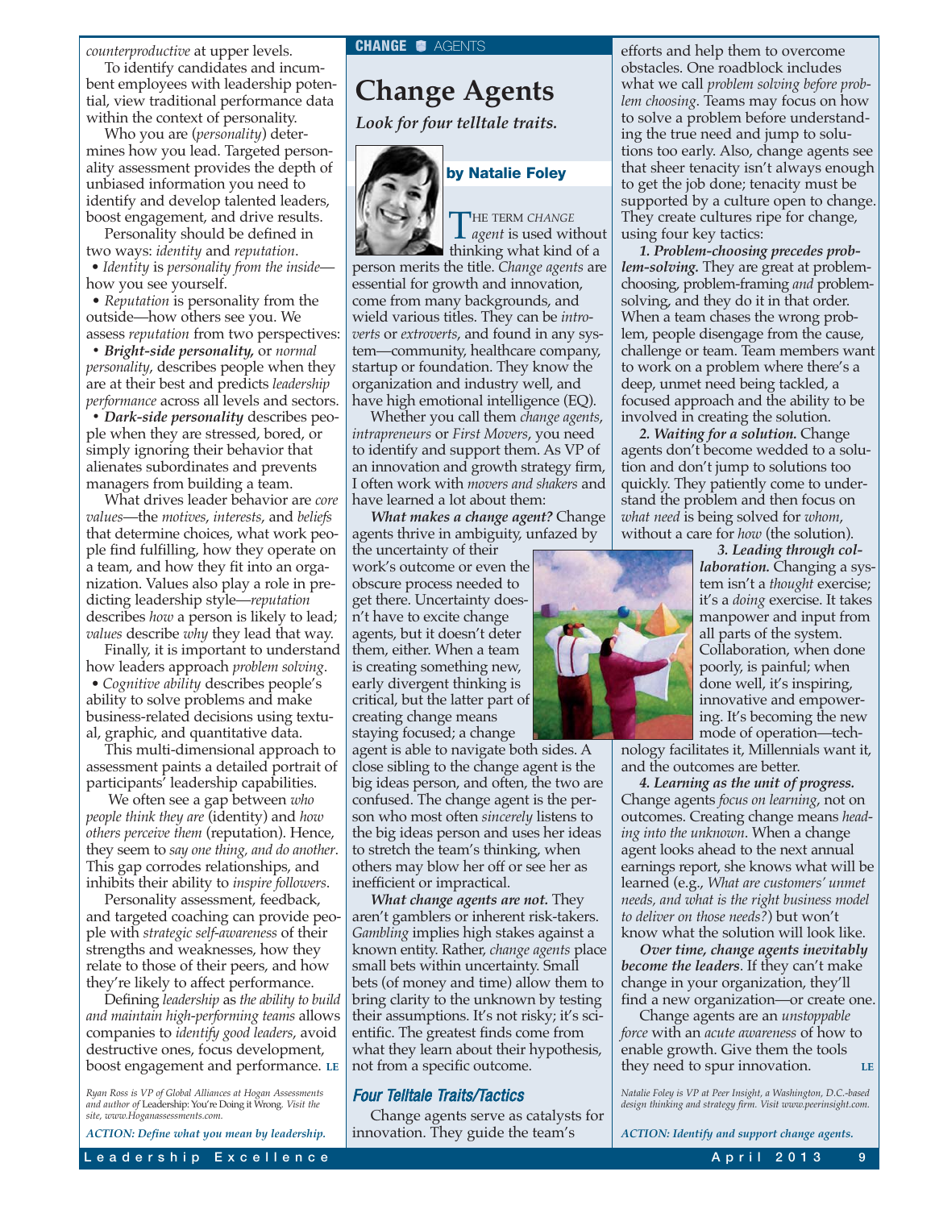*counterproductive* at upper levels.

To identify candidates and incumbent employees with leadership potential, view traditional performance data within the context of personality.

Who you are (*personality*) determines how you lead. Targeted personality assessment provides the depth of unbiased information you need to identify and develop talented leaders, boost engagement, and drive results.

Personality should be defined in two ways: *identity* and *reputation*.

- *Identity* is *personality from the inside*—how you see yourself.
- *Reputation* is personality from the outside—how others see you. We assess *reputation* from two perspectives:
- ***Bright-side personality,*** or *normal personality*, describes people when they are at their best and predicts *leadership performance* across all levels and sectors.
- ***Dark-side personality*** describes people when they are stressed, bored, or simply ignoring their behavior that alienates subordinates and prevents managers from building a team.

What drives leader behavior are *core values*—the *motives*, *interests*, and *beliefs* that determine choices, what work people find fulfilling, how they operate on a team, and how they fit into an organization. Values also play a role in predicting leadership style—*reputation* describes *how* a person is likely to lead; *values* describe *why* they lead that way.

Finally, it is important to understand how leaders approach *problem solving*.

- *Cognitive ability* describes people's ability to solve problems and make business-related decisions using textual, graphic, and quantitative data.

This multi-dimensional approach to assessment paints a detailed portrait of participants' leadership capabilities.

We often see a gap between *who people think they are* (identity) and *how others perceive them* (reputation). Hence, they seem to *say one thing, and do another*. This gap corrodes relationships, and inhibits their ability to *inspire followers*.

Personality assessment, feedback, and targeted coaching can provide people with *strategic self-awareness* of their strengths and weaknesses, how they relate to those of their peers, and how they're likely to affect performance.

Defining *leadership* as *the ability to build and maintain high-performing teams* allows companies to *identify good leaders*, avoid destructive ones, focus development, boost engagement and performance. LE

*Ryan Ross is VP of Global Alliances at Hogan Assessments and author of* Leadership: You're Doing it Wrong. *Visit the site, www.Hoganassessments.com.*

*ACTION: Define what you mean by leadership.*

**CHANGE** AGENTS

# Change Agents

***Look for four telltale traits.***

**by Natalie Foley**

THE TERM *CHANGE agent* is used without thinking what kind of a person merits the title. *Change agents* are essential for growth and innovation, come from many backgrounds, and wield various titles. They can be *introverts* or *extroverts*, and found in any system—community, healthcare company, startup or foundation. They know the organization and industry well, and have high emotional intelligence (EQ).

Whether you call them *change agents*, *intrapreneurs* or *First Movers*, you need to identify and support them. As VP of an innovation and growth strategy firm, I often work with *movers and shakers* and have learned a lot about them:

***What makes a change agent?*** Change agents thrive in ambiguity, unfazed by the uncertainty of their work's outcome or even the obscure process needed to get there. Uncertainty doesn't have to excite change agents, but it doesn't deter them, either. When a team is creating something new, early divergent thinking is critical, but the latter part of creating change means staying focused; a change agent is able to navigate both sides. A close sibling to the change agent is the big ideas person, and often, the two are confused. The change agent is the person who most often *sincerely* listens to the big ideas person and uses her ideas to stretch the team's thinking, when others may blow her off or see her as inefficient or impractical.

***What change agents are not.*** They aren't gamblers or inherent risk-takers. *Gambling* implies high stakes against a known entity. Rather, *change agents* place small bets within uncertainty. Small bets (of money and time) allow them to bring clarity to the unknown by testing their assumptions. It's not risky; it's scientific. The greatest finds come from what they learn about their hypothesis, not from a specific outcome.

### Four Telltale Traits/Tactics

Change agents serve as catalysts for innovation. They guide the team's efforts and help them to overcome obstacles. One roadblock includes what we call *problem solving before problem choosing*. Teams may focus on how to solve a problem before understanding the true need and jump to solutions too early. Also, change agents see that sheer tenacity isn't always enough to get the job done; tenacity must be supported by a culture open to change. They create cultures ripe for change, using four key tactics:

***1. Problem-choosing precedes problem-solving.*** They are great at problem-choosing, problem-framing *and* problem-solving, and they do it in that order. When a team chases the wrong problem, people disengage from the cause, challenge or team. Team members want to work on a problem where there's a deep, unmet need being tackled, a focused approach and the ability to be involved in creating the solution.

***2. Waiting for a solution.*** Change agents don't become wedded to a solution and don't jump to solutions too quickly. They patiently come to understand the problem and then focus on *what need* is being solved for *whom*, without a care for *how* (the solution).

***3. Leading through collaboration.*** Changing a system isn't a *thought* exercise; it's a *doing* exercise. It takes manpower and input from all parts of the system. Collaboration, when done poorly, is painful; when done well, it's inspiring, innovative and empowering. It's becoming the new mode of operation—technology facilitates it, Millennials want it, and the outcomes are better.

***4. Learning as the unit of progress.*** Change agents *focus on learning*, not on outcomes. Creating change means *heading into the unknown*. When a change agent looks ahead to the next annual earnings report, she knows what will be learned (e.g., *What are customers' unmet needs, and what is the right business model to deliver on those needs?*) but won't know what the solution will look like.

***Over time, change agents inevitably become the leaders***. If they can't make change in your organization, they'll find a new organization—or create one.

Change agents are an *unstoppable force* with an *acute awareness* of how to enable growth. Give them the tools they need to spur innovation. LE

*Natalie Foley is VP at Peer Insight, a Washington, D.C.-based design thinking and strategy firm. Visit www.peerinsight.com.*

*ACTION: Identify and support change agents.*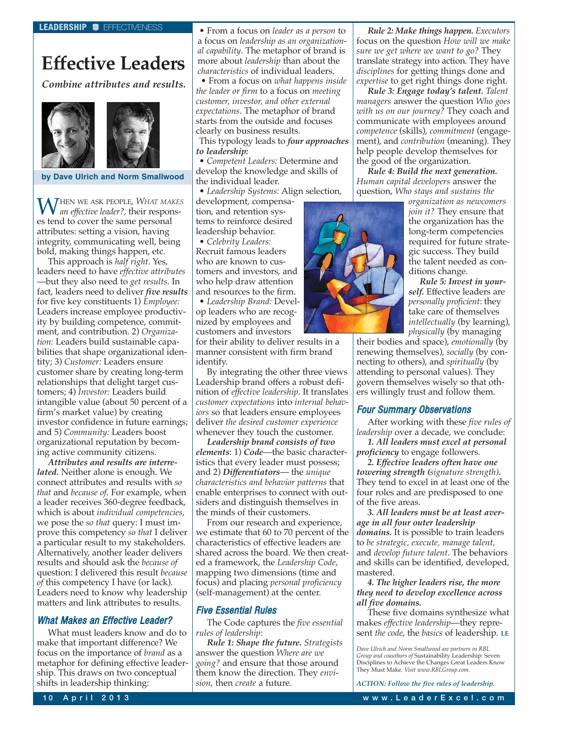LEADERSHIP ■ EFFECTIVENESS

# Effective Leaders

***Combine attributes and results.***

**by Dave Ulrich and Norm Smallwood**

When we ask people, *What makes an effective leader?*, their responses tend to cover the same personal attributes: setting a vision, having integrity, communicating well, being bold, making things happen, etc.

This approach is *half right*. Yes, leaders need to have *effective attributes*—but they also need to *get results*. In fact, leaders need to deliver ***five results*** for five key constituents 1) *Employee:* Leaders increase employee productivity by building competence, commitment, and contribution. 2) *Organization:* Leaders build sustainable capabilities that shape organizational identity; 3) *Customer:* Leaders ensure customer share by creating long-term relationships that delight target customers; 4) *Investor:* Leaders build intangible value (about 50 percent of a firm's market value) by creating investor confidence in future earnings; and 5) *Community:* Leaders boost organizational reputation by becoming active community citizens.

***Attributes and results are interrelated.*** Neither alone is enough. We connect attributes and results with *so that* and *because of*. For example, when a leader receives 360-degree feedback, which is about *individual competencies*, we pose the *so that* query: I must improve this competency *so that* I deliver a particular result to my stakeholders. Alternatively, another leader delivers results and should ask the *because of* question: I delivered this result *because of* this competency I have (or lack). Leaders need to know why leadership matters and link attributes to results.

## What Makes an Effective Leader?

What must leaders know and do to make that important difference? We focus on the importance of *brand* as a metaphor for defining effective leadership. This draws on two conceptual shifts in leadership thinking:

- From a focus on *leader as a person* to a focus on *leadership as an organizational capability*. The metaphor of brand is more about *leadership* than about the *characteristics* of individual leaders.
- From a focus on *what happens inside the leader or firm* to a focus on *meeting customer, investor, and other external expectations*. The metaphor of brand starts from the outside and focuses clearly on business results.

This typology leads to ***four approaches to leadership:***

- *Competent Leaders:* Determine and develop the knowledge and skills of the individual leader.
- *Leadership Systems:* Align selection, development, compensation, and retention systems to reinforce desired leadership behavior.
- *Celebrity Leaders:* Recruit famous leaders who are known to customers and investors, and who help draw attention and resources to the firm.
- *Leadership Brand:* Develop leaders who are recognized by employees and customers and investors for their ability to deliver results in a manner consistent with firm brand identify.

By integrating the other three views Leadership brand offers a robust definition of *effective leadership*. It translates *customer expectations* into *internal behaviors* so that leaders ensure employees deliver *the desired customer experience* whenever they touch the customer.

***Leadership brand consists of two elements***: 1) ***Code***—the basic characteristics that every leader must possess; and 2) ***Differentiators***— the *unique characteristics and behavior patterns* that enable enterprises to connect with outsiders and distinguish themselves in the minds of their customers.

From our research and experience, we estimate that 60 to 70 percent of the characteristics of effective leaders are shared across the board. We then created a framework, the *Leadership Code*, mapping two dimensions (time and focus) and placing *personal proficiency* (self-management) at the center.

## Five Essential Rules

The Code captures the *five essential rules of leadership*:

***Rule 1: Shape the future.*** *Strategists* answer the question *Where are we going?* and ensure that those around them know the direction. They *envision*, then *create* a future.

***Rule 2: Make things happen.*** *Executors* focus on the question *How will we make sure we get where we want to go?* They translate strategy into action. They have *disciplines* for getting things done and *expertise* to get right things done right.

***Rule 3: Engage today's talent.*** *Talent managers* answer the question *Who goes with us on our journey?* They coach and communicate with employees around *competence* (skills), *commitment* (engagement), and *contribution* (meaning). They help people develop themselves for the good of the organization.

***Rule 4: Build the next generation.*** *Human capital developers* answer the question, *Who stays and sustains the organization as newcomers join it?* They ensure that the organization has the long-term competencies required for future strategic success. They build the talent needed as conditions change.

***Rule 5: Invest in yourself.*** Effective leaders are *personally proficient*: they take care of themselves *intellectually* (by learning), *physically* (by managing their bodies and space), *emotionally* (by renewing themselves), *socially* (by connecting to others), and *spiritually* (by attending to personal values). They govern themselves wisely so that others willingly trust and follow them.

## Four Summary Observations

After working with these *five rules of leadership* over a decade, we conclude:

***1. All leaders must excel at personal proficiency*** to engage followers.

***2. Effective leaders often have one towering strength (*signature strength*).*** They tend to excel in at least one of the four roles and are predisposed to one of the five areas.

***3. All leaders must be at least average in all four outer leadership domains.*** It is possible to train leaders to *be strategic, execute, manage talent,* and *develop future talent*. The behaviors and skills can be identified, developed, mastered.

***4. The higher leaders rise, the more they need to develop excellence across all five domains.***

These five domains synthesize what makes *effective leadership*—they represent *the code*, the *basics* of leadership. LE

*Dave Ulrich and Norm Smallwood are partners in RBL Group and coauthors of* Sustainability Leadership: Seven Disciplines to Achieve the Changes Great Leaders Know They Must Make. *Visit www.RBLGroup.com.*

*ACTION: Follow the five rules of leadership.*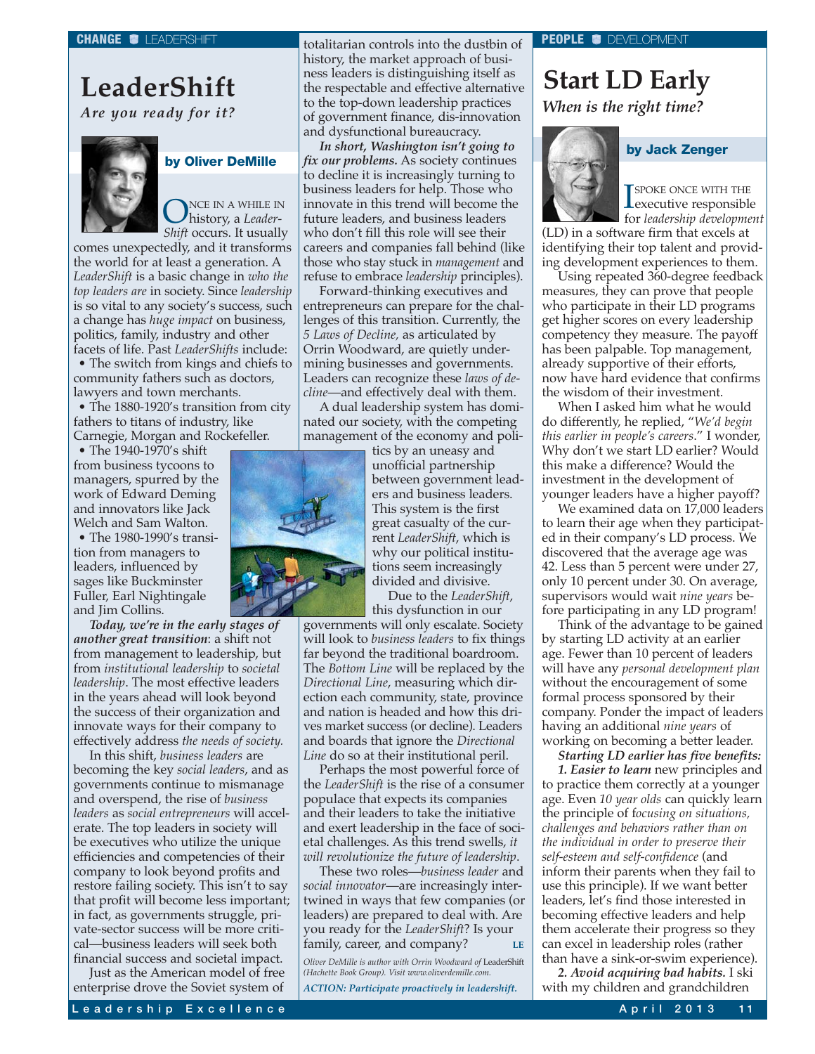CHANGE ● LEADERSHIFT

# LeaderShift

*Are you ready for it?*

**by Oliver DeMille**

ONCE IN A WHILE IN history, a *LeaderShift* occurs. It usually comes unexpectedly, and it transforms the world for at least a generation. A *LeaderShift* is a basic change in *who the top leaders are* in society. Since *leadership* is so vital to any society's success, such a change has *huge impact* on business, politics, family, industry and other facets of life. Past *LeaderShifts* include:

- The switch from kings and chiefs to community fathers such as doctors, lawyers and town merchants.
- The 1880-1920's transition from city fathers to titans of industry, like Carnegie, Morgan and Rockefeller.
- The 1940-1970's shift from business tycoons to managers, spurred by the work of Edward Deming and innovators like Jack Welch and Sam Walton.
- The 1980-1990's transition from managers to leaders, influenced by sages like Buckminster Fuller, Earl Nightingale and Jim Collins.

***Today, we're in the early stages of another great transition***: a shift not from management to leadership, but from *institutional leadership* to *societal leadership*. The most effective leaders in the years ahead will look beyond the success of their organization and innovate ways for their company to effectively address *the needs of society.*

In this shift, *business leaders* are becoming the key *social leaders*, and as governments continue to mismanage and overspend, the rise of *business leaders* as *social entrepreneurs* will accelerate. The top leaders in society will be executives who utilize the unique efficiencies and competencies of their company to look beyond profits and restore failing society. This isn't to say that profit will become less important; in fact, as governments struggle, private-sector success will be more critical—business leaders will seek both financial success and societal impact.

Just as the American model of free enterprise drove the Soviet system of totalitarian controls into the dustbin of history, the market approach of business leaders is distinguishing itself as the respectable and effective alternative to the top-down leadership practices of government finance, dis-innovation and dysfunctional bureaucracy.

***In short, Washington isn't going to fix our problems.*** As society continues to decline it is increasingly turning to business leaders for help. Those who innovate in this trend will become the future leaders, and business leaders who don't fill this role will see their careers and companies fall behind (like those who stay stuck in *management* and refuse to embrace *leadership* principles).

Forward-thinking executives and entrepreneurs can prepare for the challenges of this transition. Currently, the *5 Laws of Decline,* as articulated by Orrin Woodward, are quietly undermining businesses and governments. Leaders can recognize these *laws of decline*—and effectively deal with them.

A dual leadership system has dominated our society, with the competing management of the economy and politics by an uneasy and unofficial partnership between government leaders and business leaders. This system is the first great casualty of the current *LeaderShift*, which is why our political institutions seem increasingly divided and divisive.

Due to the *LeaderShift*, this dysfunction in our governments will only escalate. Society will look to *business leaders* to fix things far beyond the traditional boardroom. The *Bottom Line* will be replaced by the *Directional Line*, measuring which direction each community, state, province and nation is headed and how this drives market success (or decline). Leaders and boards that ignore the *Directional Line* do so at their institutional peril.

Perhaps the most powerful force of the *LeaderShift* is the rise of a consumer populace that expects its companies and their leaders to take the initiative and exert leadership in the face of societal challenges. As this trend swells, *it will revolutionize the future of leadership*.

These two roles—*business leader* and *social innovator*—are increasingly intertwined in ways that few companies (or leaders) are prepared to deal with. Are you ready for the *LeaderShift*? Is your family, career, and company? **LE**

*Oliver DeMille is author with Orrin Woodward of* LeaderShift *(Hachette Book Group). Visit www.oliverdemille.com.*

***ACTION: Participate proactively in leadershift.***

PEOPLE ● DEVELOPMENT

# Start LD Early

*When is the right time?*

**by Jack Zenger**

I SPOKE ONCE WITH THE executive responsible for *leadership development* (LD) in a software firm that excels at identifying their top talent and providing development experiences to them.

Using repeated 360-degree feedback measures, they can prove that people who participate in their LD programs get higher scores on every leadership competency they measure. The payoff has been palpable. Top management, already supportive of their efforts, now have hard evidence that confirms the wisdom of their investment.

When I asked him what he would do differently, he replied, "*We'd begin this earlier in people's careers*." I wonder, Why don't we start LD earlier? Would this make a difference? Would the investment in the development of younger leaders have a higher payoff?

We examined data on 17,000 leaders to learn their age when they participated in their company's LD process. We discovered that the average age was 42. Less than 5 percent were under 27, only 10 percent under 30. On average, supervisors would wait *nine years* before participating in any LD program!

Think of the advantage to be gained by starting LD activity at an earlier age. Fewer than 10 percent of leaders will have any *personal development plan* without the encouragement of some formal process sponsored by their company. Ponder the impact of leaders having an additional *nine years* of working on becoming a better leader.

***Starting LD earlier has five benefits:***

***1. Easier to learn*** new principles and to practice them correctly at a younger age. Even *10 year olds* can quickly learn the principle of f*ocusing on situations, challenges and behaviors rather than on the individual in order to preserve their self-esteem and self-confidence* (and inform their parents when they fail to use this principle). If we want better leaders, let's find those interested in becoming effective leaders and help them accelerate their progress so they can excel in leadership roles (rather than have a sink-or-swim experience).

***2. Avoid acquiring bad habits.*** I ski with my children and grandchildren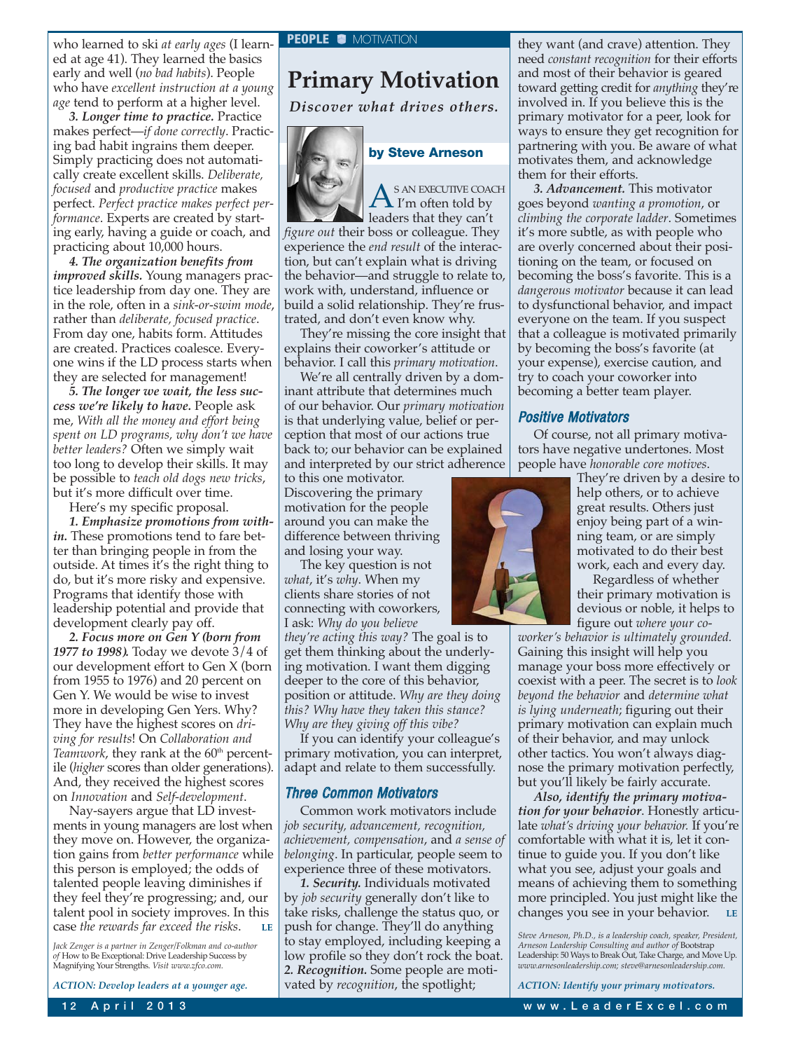who learned to ski *at early ages* (I learned at age 41). They learned the basics early and well (*no bad habits*). People who have *excellent instruction at a young age* tend to perform at a higher level.

***3. Longer time to practice.*** Practice makes perfect—*if done correctly*. Practicing bad habit ingrains them deeper. Simply practicing does not automatically create excellent skills. *Deliberate, focused* and *productive practice* makes perfect. *Perfect practice makes perfect performance*. Experts are created by starting early, having a guide or coach, and practicing about 10,000 hours.

***4. The organization benefits from improved skills.*** Young managers practice leadership from day one. They are in the role, often in a *sink-or-swim mode*, rather than *deliberate, focused practice*. From day one, habits form. Attitudes are created. Practices coalesce. Everyone wins if the LD process starts when they are selected for management!

***5. The longer we wait, the less success we're likely to have.*** People ask me, *With all the money and effort being spent on LD programs, why don't we have better leaders?* Often we simply wait too long to develop their skills. It may be possible to *teach old dogs new tricks*, but it's more difficult over time.

Here's my specific proposal.

***1. Emphasize promotions from within.*** These promotions tend to fare better than bringing people in from the outside. At times it's the right thing to do, but it's more risky and expensive. Programs that identify those with leadership potential and provide that development clearly pay off.

***2. Focus more on Gen Y (born from 1977 to 1998).*** Today we devote 3/4 of our development effort to Gen X (born from 1955 to 1976) and 20 percent on Gen Y. We would be wise to invest more in developing Gen Yers. Why? They have the highest scores on *driving for results*! On *Collaboration and Teamwork*, they rank at the 60th percentile (*higher* scores than older generations). And, they received the highest scores on *Innovation* and *Self-development*.

Nay-sayers argue that LD investments in young managers are lost when they move on. However, the organization gains from *better performance* while this person is employed; the odds of talented people leaving diminishes if they feel they're progressing; and, our talent pool in society improves. In this case *the rewards far exceed the risks*. LE

*Jack Zenger is a partner in Zenger/Folkman and co-author of* How to Be Exceptional: Drive Leadership Success by Magnifying Your Strengths. *Visit www.zfco.com.*

*ACTION: Develop leaders at a younger age.*

PEOPLE ■ MOTIVATION

# Primary Motivation

***Discover what drives others.***

**by Steve Arneson**

As an executive coach I'm often told by leaders that they can't *figure out* their boss or colleague. They experience the *end result* of the interaction, but can't explain what is driving the behavior—and struggle to relate to, work with, understand, influence or build a solid relationship. They're frustrated, and don't even know why.

They're missing the core insight that explains their coworker's attitude or behavior. I call this *primary motivation*.

We're all centrally driven by a dominant attribute that determines much of our behavior. Our *primary motivation* is that underlying value, belief or perception that most of our actions true back to; our behavior can be explained and interpreted by our strict adherence to this one motivator. Discovering the primary motivation for the people around you can make the difference between thriving and losing your way.

The key question is not *what*, it's *why*. When my clients share stories of not connecting with coworkers, I ask: *Why do you believe they're acting this way?* The goal is to get them thinking about the underlying motivation. I want them digging deeper to the core of this behavior, position or attitude. *Why are they doing this? Why have they taken this stance? Why are they giving off this vibe?*

If you can identify your colleague's primary motivation, you can interpret, adapt and relate to them successfully.

## Three Common Motivators

Common work motivators include *job security, advancement, recognition, achievement, compensation*, and *a sense of belonging*. In particular, people seem to experience three of these motivators.

***1. Security.*** Individuals motivated by *job security* generally don't like to take risks, challenge the status quo, or push for change. They'll do anything to stay employed, including keeping a low profile so they don't rock the boat.

***2. Recognition.*** Some people are motivated by *recognition*, the spotlight; they want (and crave) attention. They need *constant recognition* for their efforts and most of their behavior is geared toward getting credit for *anything* they're involved in. If you believe this is the primary motivator for a peer, look for ways to ensure they get recognition for partnering with you. Be aware of what motivates them, and acknowledge them for their efforts.

***3. Advancement.*** This motivator goes beyond *wanting a promotion*, or *climbing the corporate ladder*. Sometimes it's more subtle, as with people who are overly concerned about their positioning on the team, or focused on becoming the boss's favorite. This is a *dangerous motivator* because it can lead to dysfunctional behavior, and impact everyone on the team. If you suspect that a colleague is motivated primarily by becoming the boss's favorite (at your expense), exercise caution, and try to coach your coworker into becoming a better team player.

## Positive Motivators

Of course, not all primary motivators have negative undertones. Most people have *honorable core motives*. They're driven by a desire to help others, or to achieve great results. Others just enjoy being part of a winning team, or are simply motivated to do their best work, each and every day.

Regardless of whether their primary motivation is devious or noble, it helps to figure out *where your coworker's behavior is ultimately grounded.* Gaining this insight will help you manage your boss more effectively or coexist with a peer. The secret is to *look beyond the behavior* and *determine what is lying underneath*; figuring out their primary motivation can explain much of their behavior, and may unlock other tactics. You won't always diagnose the primary motivation perfectly, but you'll likely be fairly accurate.

***Also, identify the primary motivation for your behavior***. Honestly articulate *what's driving your behavior.* If you're comfortable with what it is, let it continue to guide you. If you don't like what you see, adjust your goals and means of achieving them to something more principled. You just might like the changes you see in your behavior. LE

*Steve Arneson, Ph.D., is a leadership coach, speaker, President, Arneson Leadership Consulting and author of* Bootstrap Leadership: 50 Ways to Break Out, Take Charge, and Move Up. *www.arnesonleadership.com; steve@arnesonleadership.com.*

*ACTION: Identify your primary motivators.*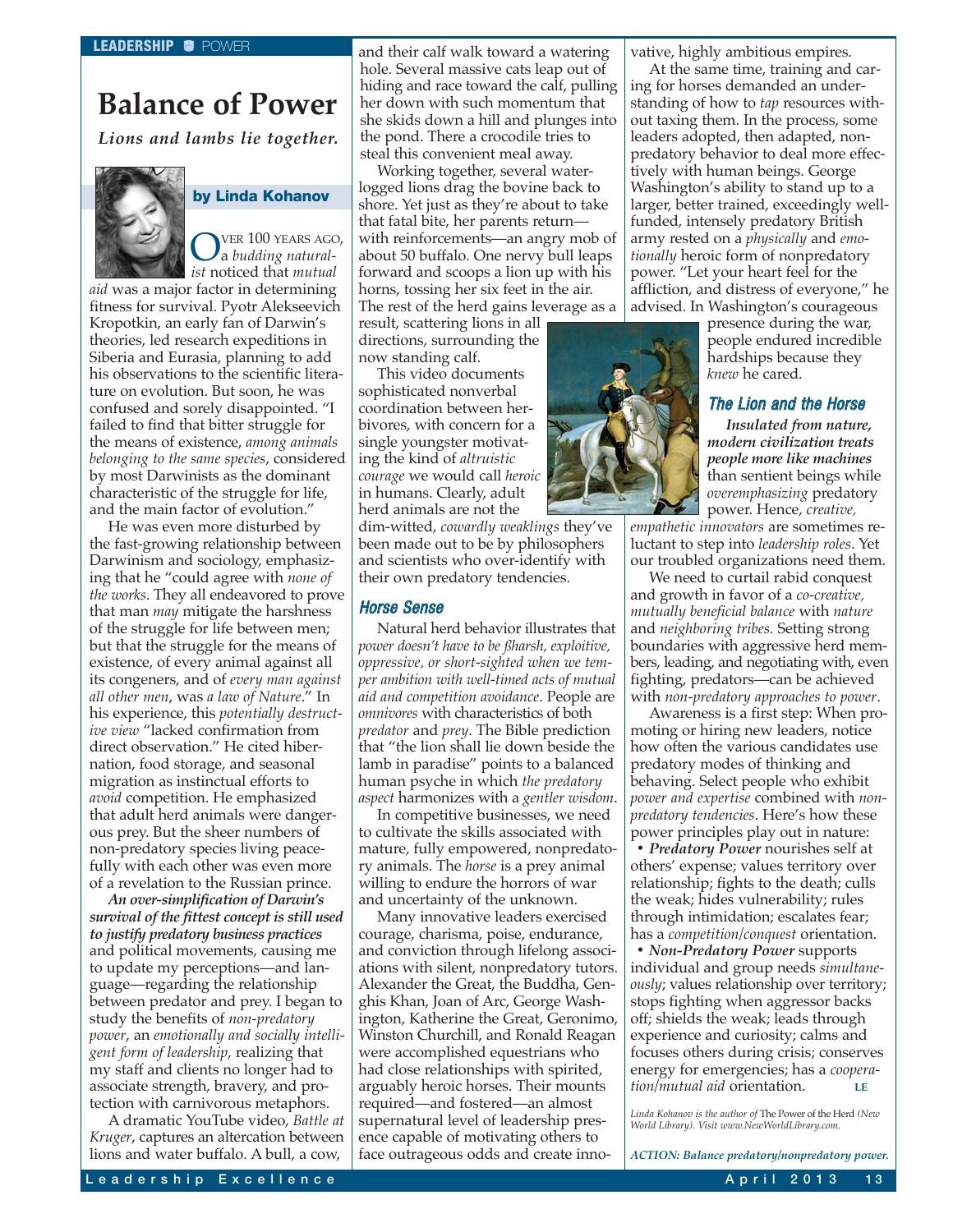LEADERSHIP ■ POWER

# Balance of Power

***Lions and lambs lie together.***

**by Linda Kohanov**

OVER 100 YEARS AGO, a *budding naturalist* noticed that *mutual aid* was a major factor in determining fitness for survival. Pyotr Alekseevich Kropotkin, an early fan of Darwin's theories, led research expeditions in Siberia and Eurasia, planning to add his observations to the scientific literature on evolution. But soon, he was confused and sorely disappointed. "I failed to find that bitter struggle for the means of existence, *among animals belonging to the same species*, considered by most Darwinists as the dominant characteristic of the struggle for life, and the main factor of evolution."

He was even more disturbed by the fast-growing relationship between Darwinism and sociology, emphasizing that he "could agree with *none of the works*. They all endeavored to prove that man *may* mitigate the harshness of the struggle for life between men; but that the struggle for the means of existence, of every animal against all its congeners, and of *every man against all other men*, was *a law of Nature*." In his experience, this *potentially destructive view* "lacked confirmation from direct observation." He cited hibernation, food storage, and seasonal migration as instinctual efforts to *avoid* competition. He emphasized that adult herd animals were dangerous prey. But the sheer numbers of non-predatory species living peacefully with each other was even more of a revelation to the Russian prince.

***An over-simplification of Darwin's survival of the fittest concept is still used to justify predatory business practices*** and political movements, causing me to update my perceptions—and language—regarding the relationship between predator and prey. I began to study the benefits of *non-predatory power*, an *emotionally and socially intelligent form of leadership*, realizing that my staff and clients no longer had to associate strength, bravery, and protection with carnivorous metaphors.

A dramatic YouTube video, *Battle at Kruger*, captures an altercation between lions and water buffalo. A bull, a cow, and their calf walk toward a watering hole. Several massive cats leap out of hiding and race toward the calf, pulling her down with such momentum that she skids down a hill and plunges into the pond. There a crocodile tries to steal this convenient meal away.

Working together, several waterlogged lions drag the bovine back to shore. Yet just as they're about to take that fatal bite, her parents return—with reinforcements—an angry mob of about 50 buffalo. One nervy bull leaps forward and scoops a lion up with his horns, tossing her six feet in the air. The rest of the herd gains leverage as a result, scattering lions in all directions, surrounding the now standing calf.

This video documents sophisticated nonverbal coordination between herbivores, with concern for a single youngster motivating the kind of *altruistic courage* we would call *heroic* in humans. Clearly, adult herd animals are not the dim-witted, *cowardly weaklings* they've been made out to be by philosophers and scientists who over-identify with their own predatory tendencies.

### Horse Sense

Natural herd behavior illustrates that *power doesn't have to be ßharsh, exploitive, oppressive, or short-sighted when we temper ambition with well-timed acts of mutual aid and competition avoidance*. People are *omnivores* with characteristics of both *predator* and *prey*. The Bible prediction that "the lion shall lie down beside the lamb in paradise" points to a balanced human psyche in which *the predatory aspect* harmonizes with a *gentler wisdom*.

In competitive businesses, we need to cultivate the skills associated with mature, fully empowered, nonpredatory animals. The *horse* is a prey animal willing to endure the horrors of war and uncertainty of the unknown.

Many innovative leaders exercised courage, charisma, poise, endurance, and conviction through lifelong associations with silent, nonpredatory tutors. Alexander the Great, the Buddha, Genghis Khan, Joan of Arc, George Washington, Katherine the Great, Geronimo, Winston Churchill, and Ronald Reagan were accomplished equestrians who had close relationships with spirited, arguably heroic horses. Their mounts required—and fostered—an almost supernatural level of leadership presence capable of motivating others to face outrageous odds and create innovative, highly ambitious empires.

At the same time, training and caring for horses demanded an understanding of how to *tap* resources without taxing them. In the process, some leaders adopted, then adapted, nonpredatory behavior to deal more effectively with human beings. George Washington's ability to stand up to a larger, better trained, exceedingly well-funded, intensely predatory British army rested on a *physically* and *emotionally* heroic form of nonpredatory power. "Let your heart feel for the affliction, and distress of everyone," he advised. In Washington's courageous presence during the war, people endured incredible hardships because they *knew* he cared.

### The Lion and the Horse

***Insulated from nature, modern civilization treats people more like machines*** than sentient beings while *overemphasizing* predatory power. Hence, *creative, empathetic innovators* are sometimes reluctant to step into *leadership roles*. Yet our troubled organizations need them.

We need to curtail rabid conquest and growth in favor of a *co-creative, mutually beneficial balance* with *nature* and *neighboring tribes.* Setting strong boundaries with aggressive herd members, leading, and negotiating with, even fighting, predators—can be achieved with *non-predatory approaches to power*.

Awareness is a first step: When promoting or hiring new leaders, notice how often the various candidates use predatory modes of thinking and behaving. Select people who exhibit *power and expertise* combined with *nonpredatory tendencies*. Here's how these power principles play out in nature:

- ***Predatory Power*** nourishes self at others' expense; values territory over relationship; fights to the death; culls the weak; hides vulnerability; rules through intimidation; escalates fear; has a *competition/conquest* orientation.
- ***Non-Predatory Power*** supports individual and group needs *simultaneously*; values relationship over territory; stops fighting when aggressor backs off; shields the weak; leads through experience and curiosity; calms and focuses others during crisis; conserves energy for emergencies; has a *cooperation/mutual aid* orientation. **LE**

*Linda Kohanov is the author of* The Power of the Herd *(New World Library). Visit www.NewWorldLibrary.com.*

***ACTION: Balance predatory/nonpredatory power.***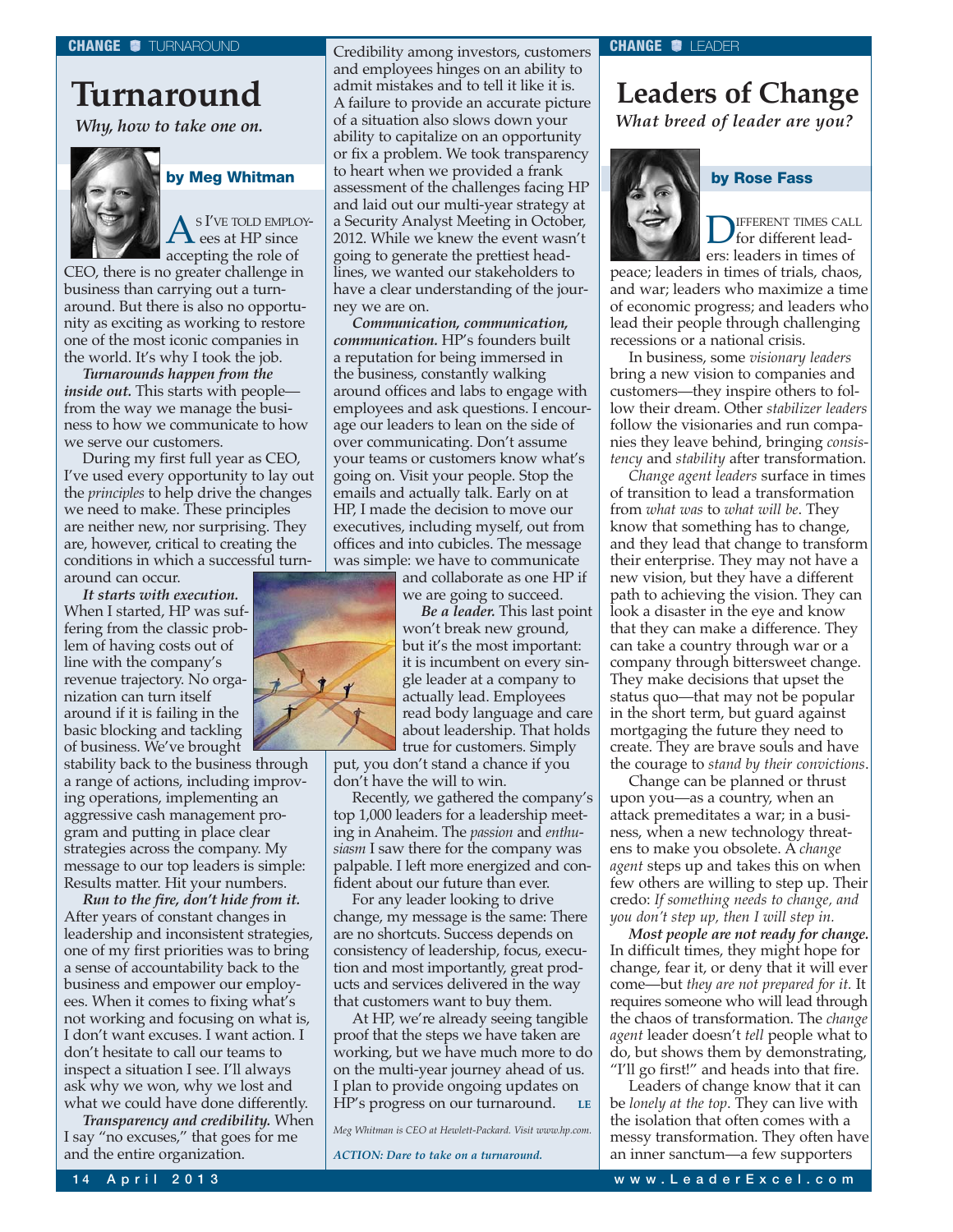CHANGE TURNAROUND

# Turnaround

*Why, how to take one on.*

**by Meg Whitman**

As I've told employees at HP since accepting the role of CEO, there is no greater challenge in business than carrying out a turnaround. But there is also no opportunity as exciting as working to restore one of the most iconic companies in the world. It's why I took the job.

***Turnarounds happen from the inside out.*** This starts with people—from the way we manage the business to how we communicate to how we serve our customers.

During my first full year as CEO, I've used every opportunity to lay out the *principles* to help drive the changes we need to make. These principles are neither new, nor surprising. They are, however, critical to creating the conditions in which a successful turnaround can occur.

***It starts with execution.*** When I started, HP was suffering from the classic problem of having costs out of line with the company's revenue trajectory. No organization can turn itself around if it is failing in the basic blocking and tackling of business. We've brought stability back to the business through a range of actions, improving operations, implementing an aggressive cash management program and putting in place clear strategies across the company. My message to our top leaders is simple: Results matter. Hit your numbers.

***Run to the fire, don't hide from it.*** After years of constant changes in leadership and inconsistent strategies, one of my first priorities was to bring a sense of accountability back to the business and empower our employees. When it comes to fixing what's not working and focusing on what is, I don't want excuses. I want action. I don't hesitate to call our teams to inspect a situation I see. I'll always ask why we won, why we lost and what we could have done differently.

***Transparency and credibility.*** When I say "no excuses," that goes for me and the entire organization. Credibility among investors, customers and employees hinges on an ability to admit mistakes and to tell it like it is. A failure to provide an accurate picture of a situation also slows down your ability to capitalize on an opportunity or fix a problem. We took transparency to heart when we provided a frank assessment of the challenges facing HP and laid out our multi-year strategy at a Security Analyst Meeting in October, 2012. While we knew the event wasn't going to generate the prettiest headlines, we wanted our stakeholders to have a clear understanding of the journey we are on.

***Communication, communication, communication.*** HP's founders built a reputation for being immersed in the business, constantly walking around offices and labs to engage with employees and ask questions. I encourage our leaders to lean on the side of over communicating. Don't assume your teams or customers know what's going on. Visit your people. Stop the emails and actually talk. Early on at HP, I made the decision to move our executives, including myself, out from offices and into cubicles. The message was simple: we have to communicate and collaborate as one HP if we are going to succeed.

***Be a leader.*** This last point won't break new ground, but it's the most important: it is incumbent on every single leader at a company to actually lead. Employees read body language and care about leadership. That holds true for customers. Simply put, you don't stand a chance if you don't have the will to win.

Recently, we gathered the company's top 1,000 leaders for a leadership meeting in Anaheim. The *passion* and *enthusiasm* I saw there for the company was palpable. I left more energized and confident about our future than ever.

For any leader looking to drive change, my message is the same: There are no shortcuts. Success depends on consistency of leadership, focus, execution and most importantly, great products and services delivered in the way that customers want to buy them.

At HP, we're already seeing tangible proof that the steps we have taken are working, but we have much more to do on the multi-year journey ahead of us. I plan to provide ongoing updates on HP's progress on our turnaround. **LE**

*Meg Whitman is CEO at Hewlett-Packard. Visit www.hp.com.*

*ACTION: Dare to take on a turnaround.*

CHANGE LEADER

# Leaders of Change

*What breed of leader are you?*

**by Rose Fass**

Different times call for different leaders: leaders in times of peace; leaders in times of trials, chaos, and war; leaders who maximize a time of economic progress; and leaders who lead their people through challenging recessions or a national crisis.

In business, some *visionary leaders* bring a new vision to companies and customers—they inspire others to follow their dream. Other *stabilizer leaders* follow the visionaries and run companies they leave behind, bringing *consistency* and *stability* after transformation.

*Change agent leaders* surface in times of transition to lead a transformation from *what was* to *what will be*. They know that something has to change, and they lead that change to transform their enterprise. They may not have a new vision, but they have a different path to achieving the vision. They can look a disaster in the eye and know that they can make a difference. They can take a country through war or a company through bittersweet change. They make decisions that upset the status quo—that may not be popular in the short term, but guard against mortgaging the future they need to create. They are brave souls and have the courage to *stand by their convictions*.

Change can be planned or thrust upon you—as a country, when an attack premeditates a war; in a business, when a new technology threatens to make you obsolete. A *change agent* steps up and takes this on when few others are willing to step up. Their credo: *If something needs to change, and you don't step up, then I will step in.*

***Most people are not ready for change.*** In difficult times, they might hope for change, fear it, or deny that it will ever come—but *they are not prepared for it.* It requires someone who will lead through the chaos of transformation. The *change agent* leader doesn't *tell* people what to do, but shows them by demonstrating, "I'll go first!" and heads into that fire.

Leaders of change know that it can be *lonely at the top*. They can live with the isolation that often comes with a messy transformation. They often have an inner sanctum—a few supporters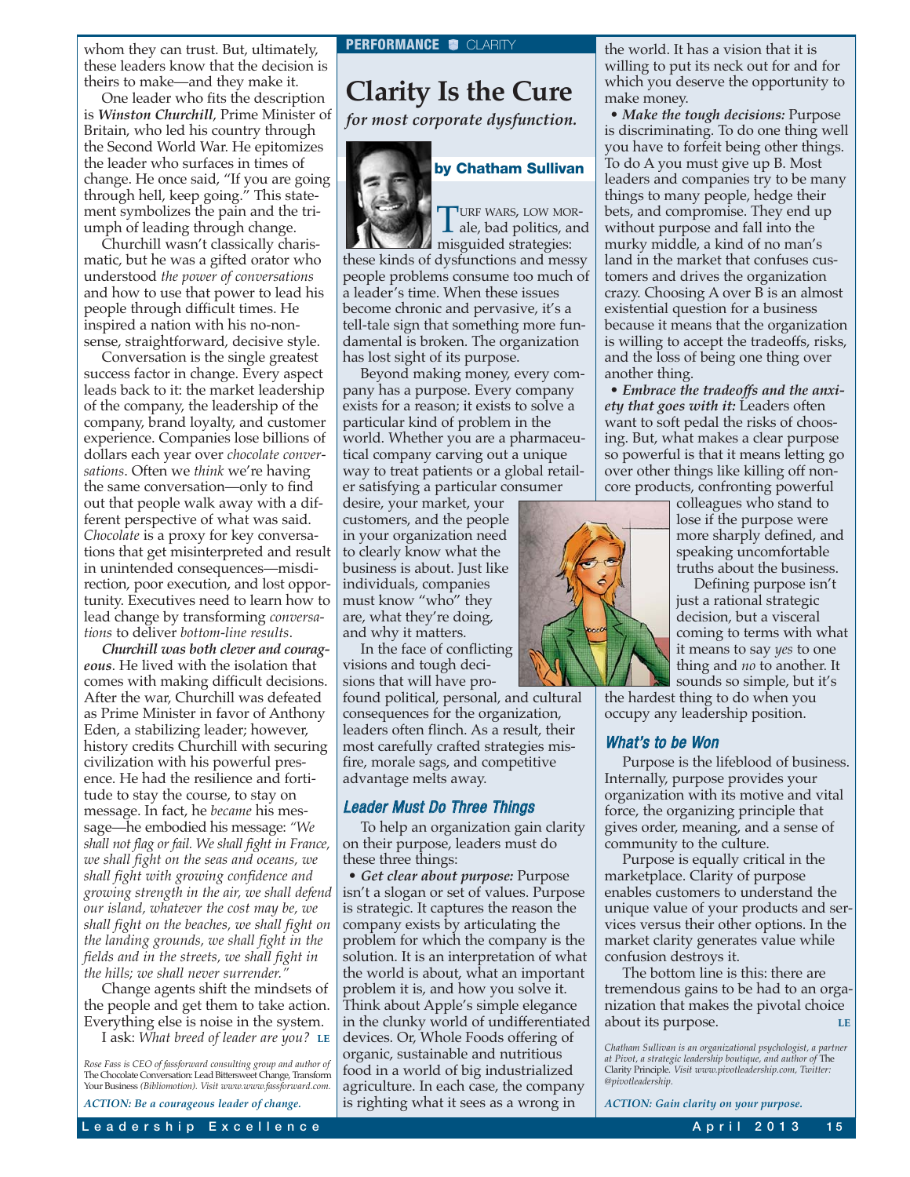whom they can trust. But, ultimately, these leaders know that the decision is theirs to make—and they make it.

One leader who fits the description is ***Winston Churchill***, Prime Minister of Britain, who led his country through the Second World War. He epitomizes the leader who surfaces in times of change. He once said, "If you are going through hell, keep going." This statement symbolizes the pain and the triumph of leading through change.

Churchill wasn't classically charismatic, but he was a gifted orator who understood *the power of conversations* and how to use that power to lead his people through difficult times. He inspired a nation with his no-nonsense, straightforward, decisive style.

Conversation is the single greatest success factor in change. Every aspect leads back to it: the market leadership of the company, the leadership of the company, brand loyalty, and customer experience. Companies lose billions of dollars each year over *chocolate conversations*. Often we *think* we're having the same conversation—only to find out that people walk away with a different perspective of what was said. *Chocolate* is a proxy for key conversations that get misinterpreted and result in unintended consequences—misdirection, poor execution, and lost opportunity. Executives need to learn how to lead change by transforming *conversations* to deliver *bottom-line results*.

***Churchill was both clever and courageous***. He lived with the isolation that comes with making difficult decisions. After the war, Churchill was defeated as Prime Minister in favor of Anthony Eden, a stabilizing leader; however, history credits Churchill with securing civilization with his powerful presence. He had the resilience and fortitude to stay the course, to stay on message. In fact, he *became* his message—he embodied his message: *"We shall not flag or fail. We shall fight in France, we shall fight on the seas and oceans, we shall fight with growing confidence and growing strength in the air, we shall defend our island, whatever the cost may be, we shall fight on the beaches, we shall fight on the landing grounds, we shall fight in the fields and in the streets, we shall fight in the hills; we shall never surrender."*

Change agents shift the mindsets of the people and get them to take action. Everything else is noise in the system.

I ask: *What breed of leader are you?* **LE**

*Rose Fass is CEO of fassforward consulting group and author of* The Chocolate Conversation: Lead Bittersweet Change, Transform Your Business *(Bibliomotion). Visit www.www.fassforward.com.*

***ACTION: Be a courageous leader of change.***

**PERFORMANCE** CLARITY

# Clarity Is the Cure

*for most corporate dysfunction.*

**by Chatham Sullivan**

TURF WARS, LOW MORALE, bad politics, and misguided strategies: these kinds of dysfunctions and messy people problems consume too much of a leader's time. When these issues become chronic and pervasive, it's a tell-tale sign that something more fundamental is broken. The organization has lost sight of its purpose.

Beyond making money, every company has a purpose. Every company exists for a reason; it exists to solve a particular kind of problem in the world. Whether you are a pharmaceutical company carving out a unique way to treat patients or a global retailer satisfying a particular consumer desire, your market, your customers, and the people in your organization need to clearly know what the business is about. Just like individuals, companies must know "who" they are, what they're doing, and why it matters.

In the face of conflicting visions and tough decisions that will have profound political, personal, and cultural consequences for the organization, leaders often flinch. As a result, their most carefully crafted strategies misfire, morale sags, and competitive advantage melts away.

## Leader Must Do Three Things

To help an organization gain clarity on their purpose, leaders must do these three things:

• ***Get clear about purpose:*** Purpose isn't a slogan or set of values. Purpose is strategic. It captures the reason the company exists by articulating the problem for which the company is the solution. It is an interpretation of what the world is about, what an important problem it is, and how you solve it. Think about Apple's simple elegance in the clunky world of undifferentiated devices. Or, Whole Foods offering of organic, sustainable and nutritious food in a world of big industrialized agriculture. In each case, the company is righting what it sees as a wrong in the world. It has a vision that it is willing to put its neck out for and for which you deserve the opportunity to make money.

• ***Make the tough decisions:*** Purpose is discriminating. To do one thing well you have to forfeit being other things. To do A you must give up B. Most leaders and companies try to be many things to many people, hedge their bets, and compromise. They end up without purpose and fall into the murky middle, a kind of no man's land in the market that confuses customers and drives the organization crazy. Choosing A over B is an almost existential question for a business because it means that the organization is willing to accept the tradeoffs, risks, and the loss of being one thing over another thing.

• ***Embrace the tradeoffs and the anxiety that goes with it:*** Leaders often want to soft pedal the risks of choosing. But, what makes a clear purpose so powerful is that it means letting go over other things like killing off noncore products, confronting powerful colleagues who stand to lose if the purpose were more sharply defined, and speaking uncomfortable truths about the business.

Defining purpose isn't just a rational strategic decision, but a visceral coming to terms with what it means to say *yes* to one thing and *no* to another. It sounds so simple, but it's the hardest thing to do when you occupy any leadership position.

## What's to be Won

Purpose is the lifeblood of business. Internally, purpose provides your organization with its motive and vital force, the organizing principle that gives order, meaning, and a sense of community to the culture.

Purpose is equally critical in the marketplace. Clarity of purpose enables customers to understand the unique value of your products and services versus their other options. In the market clarity generates value while confusion destroys it.

The bottom line is this: there are tremendous gains to be had to an organization that makes the pivotal choice about its purpose. **LE**

*Chatham Sullivan is an organizational psychologist, a partner at Pivot, a strategic leadership boutique, and author of* The Clarity Principle. *Visit www.pivotleadership.com, Twitter: @pivotleadership.*

***ACTION: Gain clarity on your purpose.***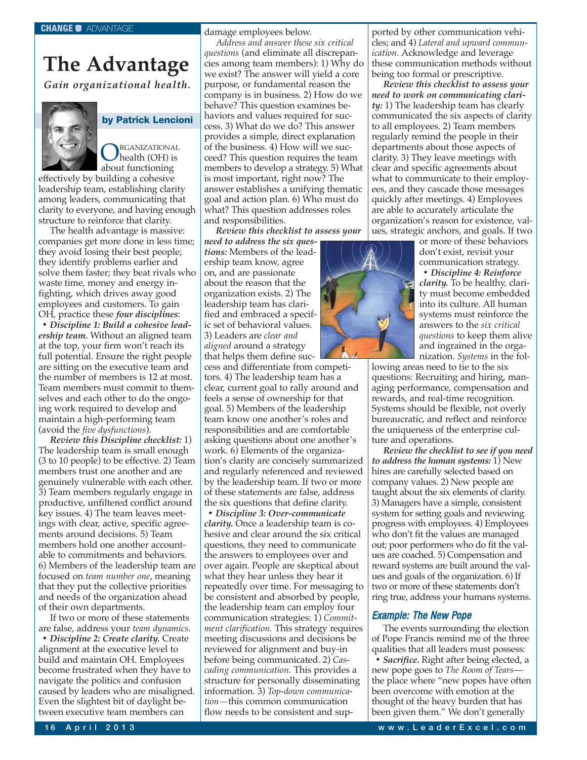# The Advantage

***Gain organizational health.***

**by Patrick Lencioni**

ORGANIZATIONAL health (OH) is about functioning effectively by building a cohesive leadership team, establishing clarity among leaders, communicating that clarity to everyone, and having enough structure to reinforce that clarity.

The health advantage is massive: companies get more done in less time; they avoid losing their best people; they identify problems earlier and solve them faster; they beat rivals who waste time, money and energy infighting, which drives away good employees and customers. To gain OH, practice these ***four disciplines***:

• ***Discipline 1: Build a cohesive leadership team.*** Without an aligned team at the top, your firm won't reach its full potential. Ensure the right people are sitting on the executive team and the number of members is 12 at most. Team members must commit to themselves and each other to do the ongoing work required to develop and maintain a high-performing team (avoid the *five dysfunctions*).

***Review this Discipline checklist:*** 1) The leadership team is small enough (3 to 10 people) to be effective. 2) Team members trust one another and are genuinely vulnerable with each other. 3) Team members regularly engage in productive, unfiltered conflict around key issues. 4) The team leaves meetings with clear, active, specific agreements around decisions. 5) Team members hold one another accountable to commitments and behaviors. 6) Members of the leadership team are focused on *team number one*, meaning that they put the collective priorities and needs of the organization ahead of their own departments.

If two or more of these statements are false, address your *team dynamics.*

• ***Discipline 2: Create clarity.*** Create alignment at the executive level to build and maintain OH. Employees become frustrated when they have to navigate the politics and confusion caused by leaders who are misaligned. Even the slightest bit of daylight between executive team members can damage employees below.

*Address and answer these six critical questions* (and eliminate all discrepancies among team members): 1) Why do we exist? The answer will yield a core purpose, or fundamental reason the company is in business. 2) How do we behave? This question examines behaviors and values required for success. 3) What do we do? This answer provides a simple, direct explanation of the business. 4) How will we succeed? This question requires the team members to develop a strategy. 5) What is most important, right now? The answer establishes a unifying thematic goal and action plan. 6) Who must do what? This question addresses roles and responsibilities.

***Review this checklist to assess your need to address the six questions:*** Members of the leadership team know, agree on, and are passionate about the reason that the organization exists. 2) The leadership team has clarified and embraced a specific set of behavioral values. 3) Leaders are *clear and aligned* around a strategy that helps them define success and differentiate from competitors. 4) The leadership team has a clear, current goal to rally around and feels a sense of ownership for that goal. 5) Members of the leadership team know one another's roles and responsibilities and are comfortable asking questions about one another's work. 6) Elements of the organization's clarity are concisely summarized and regularly referenced and reviewed by the leadership team. If two or more of these statements are false, address the six questions that define clarity.

• ***Discipline 3: Over-communicate clarity.*** Once a leadership team is cohesive and clear around the six critical questions, they need to communicate the answers to employees over and over again. People are skeptical about what they hear unless they hear it repeatedly over time. For messaging to be consistent and absorbed by people, the leadership team can employ four communication strategies: 1) *Commitment clarification.* This strategy requires meeting discussions and decisions be reviewed for alignment and buy-in before being communicated. 2) *Cascading communication.* This provides a structure for personally disseminating information. 3) *Top-down communication*—this common communication flow needs to be consistent and supported by other communication vehicles; and 4) *Lateral and upward communication.* Acknowledge and leverage these communication methods without being too formal or prescriptive.

***Review this checklist to assess your need to work on communicating clarity:*** 1) The leadership team has clearly communicated the six aspects of clarity to all employees. 2) Team members regularly remind the people in their departments about those aspects of clarity. 3) They leave meetings with clear and specific agreements about what to communicate to their employees, and they cascade those messages quickly after meetings. 4) Employees are able to accurately articulate the organization's reason for existence, values, strategic anchors, and goals. If two or more of these behaviors don't exist, revisit your communication strategy.

• ***Discipline 4: Reinforce clarity.*** To be healthy, clarity must become embedded into its culture. All human systems must reinforce the answers to the *six critical questions* to keep them alive and ingrained in the organization. *Systems* in the following areas need to tie to the six questions: Recruiting and hiring, managing performance, compensation and rewards, and real-time recognition. Systems should be flexible, not overly bureaucratic, and reflect and reinforce the uniqueness of the enterprise culture and operations.

***Review the checklist to see if you need to address the human systems:*** 1) New hires are carefully selected based on company values. 2) New people are taught about the six elements of clarity. 3) Managers have a simple, consistent system for setting goals and reviewing progress with employees. 4) Employees who don't fit the values are managed out; poor performers who do fit the values are coached. 5) Compensation and reward systems are built around the values and goals of the organization. 6) If two or more of these statements don't ring true, address your humans systems.

## Example: The New Pope

The events surrounding the election of Pope Francis remind me of the three qualities that all leaders must possess:

• ***Sacrifice.*** Right after being elected, a new pope goes to *The Room of Tears*—the place where "new popes have often been overcome with emotion at the thought of the heavy burden that has been given them." We don't generally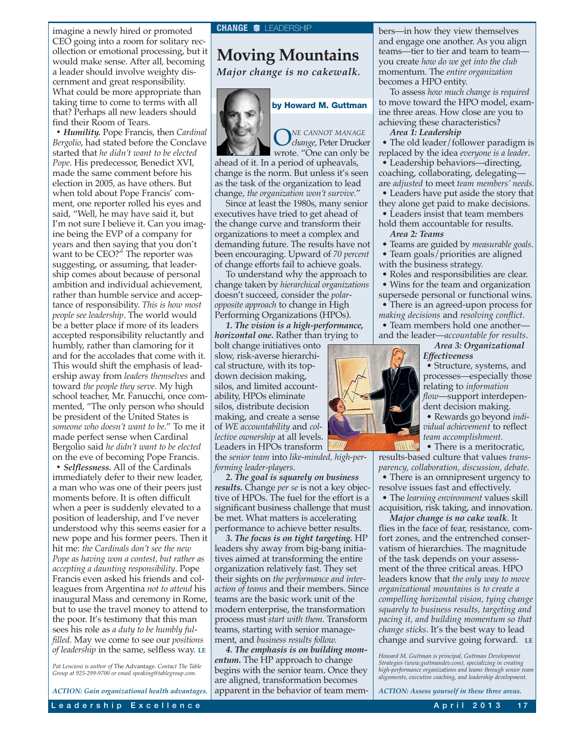imagine a newly hired or promoted CEO going into a room for solitary recollection or emotional processing, but it would make sense. After all, becoming a leader should involve weighty discernment and great responsibility. What could be more appropriate than taking time to come to terms with all that? Perhaps all new leaders should find their Room of Tears.

• ***Humility.*** Pope Francis, then *Cardinal Bergolio*, had stated before the Conclave started that *he didn't want to be elected Pope*. His predecessor, Benedict XVI, made the same comment before his election in 2005, as have others. But when told about Pope Francis' comment, one reporter rolled his eyes and said, "Well, he may have said it, but I'm not sure I believe it. Can you imagine being the EVP of a company for years and then saying that you don't want to be CEO?" The reporter was suggesting, or assuming, that leadership comes about because of personal ambition and individual achievement, rather than humble service and acceptance of responsibility. *This is how most people see leadership*. The world would be a better place if more of its leaders accepted responsibility reluctantly and humbly, rather than clamoring for it and for the accolades that come with it. This would shift the emphasis of leadership away from *leaders themselves* and toward *the people they serve*. My high school teacher, Mr. Fanucchi, once commented, "The only person who should be president of the United States is *someone who doesn't want to be*." To me it made perfect sense when Cardinal Bergolio said *he didn't want to be elected* on the eve of becoming Pope Francis.

• ***Selflessness.*** All of the Cardinals immediately defer to their new leader, a man who was one of their peers just moments before. It is often difficult when a peer is suddenly elevated to a position of leadership, and I've never understood why this seems easier for a new pope and his former peers. Then it hit me: *the Cardinals don't see the new Pope as having won a contest, but rather as accepting a daunting responsibility*. Pope Francis even asked his friends and colleagues from Argentina *not to attend* his inaugural Mass and ceremony in Rome, but to use the travel money to attend to the poor. It's testimony that this man sees his role as *a duty to be humbly fulfilled*. May we come to see our *positions of leadership* in the same, selfless way. LE

*Pat Lencioni is author of* The Advantage. *Contact The Table Group at 925-299-9700 or email speaking@tablegroup.com.*

*ACTION: Gain organizational health advantages.*

CHANGE LEADERSHIP

# Moving Mountains

***Major change is no cakewalk.***

**by Howard M. Guttman**

*One cannot manage change*, Peter Drucker wrote. "One can only be ahead of it. In a period of upheavals, change is the norm. But unless it's seen as the task of the organization to lead change, *the organization won't survive*."

Since at least the 1980s, many senior executives have tried to get ahead of the change curve and transform their organizations to meet a complex and demanding future. The results have not been encouraging. Upward of *70 percent* of change efforts fail to achieve goals.

To understand why the approach to change taken by *hierarchical organizations* doesn't succeed, consider the *polar-opposite approach* to change in High Performing Organizations (HPOs).

***1. The vision is a high-performance, horizontal one.*** Rather than trying to bolt change initiatives onto slow, risk-averse hierarchical structure, with its top-down decision making, silos, and limited accountability, HPOs eliminate silos, distribute decision making, and create a sense of *WE accountability* and *collective ownership* at all levels. Leaders in HPOs transform the *senior team* into *like-minded, high-performing leader-players*.

***2. The goal is squarely on business results.*** Change *per se* is not a key objective of HPOs. The fuel for the effort is a significant business challenge that must be met. What matters is accelerating performance to achieve better results.

***3. The focus is on tight targeting.*** HP leaders shy away from big-bang initiatives aimed at transforming the entire organization relatively fast. They set their sights on *the performance and interaction of teams* and their members. Since teams are the basic work unit of the modern enterprise, the transformation process must *start with them*. Transform teams, starting with senior management, and *business results follow.*

***4. The emphasis is on building momentum.*** The HP approach to change begins with the senior team. Once they are aligned, transformation becomes apparent in the behavior of team members—in how they view themselves and engage one another. As you align teams—tier to tier and team to team—you create *how do we get into the club* momentum. The *entire organization* becomes a HPO entity.

To assess *how much change is required* to move toward the HPO model, examine three areas. How close are you to achieving these characteristics?

***Area 1: Leadership***

• The old leader/follower paradigm is replaced by the idea *everyone is a leader*.

• Leadership behaviors—directing, coaching, collaborating, delegating—are *adjusted* to meet *team members' needs.*

• Leaders have put aside the story that they alone get paid to make decisions.

• Leaders insist that team members hold them accountable for results.

***Area 2: Teams***

• Teams are guided by *measurable goals*.

• Team goals/priorities are aligned with the business strategy.

• Roles and responsibilities are clear.

• Wins for the team and organization supersede personal or functional wins.

• There is an agreed-upon process for *making decisions* and *resolving conflict*.

• Team members hold one another—and the leader—*accountable for results*.

***Area 3: Organizational Effectiveness***

• Structure, systems, and processes—especially those relating to *information flow*—support interdependent decision making.

• Rewards go beyond *individual achievement* to reflect *team accomplishment*.

• There is a meritocratic, results-based culture that values *transparency, collaboration, discussion, debate*.

• There is an omnipresent urgency to resolve issues fast and effectively.

• The *learning environment* values skill acquisition, risk taking, and innovation.

***Major change is no cake walk***. It flies in the face of fear, resistance, comfort zones, and the entrenched conservatism of hierarchies. The magnitude of the task depends on your assessment of the three critical areas. HPO leaders know that *the only way to move organizational mountains is to create a compelling horizontal vision, tying change squarely to business results, targeting and pacing it, and building momentum so that change sticks*. It's the best way to lead change and survive going forward. LE

*Howard M. Guttman is principal, Guttman Development Strategies (www.guttmandev.com), specializing in creating high-performance organizations and teams through senior team alignments, executive coaching, and leadership development.*

*ACTION: Assess yourself in these three areas.*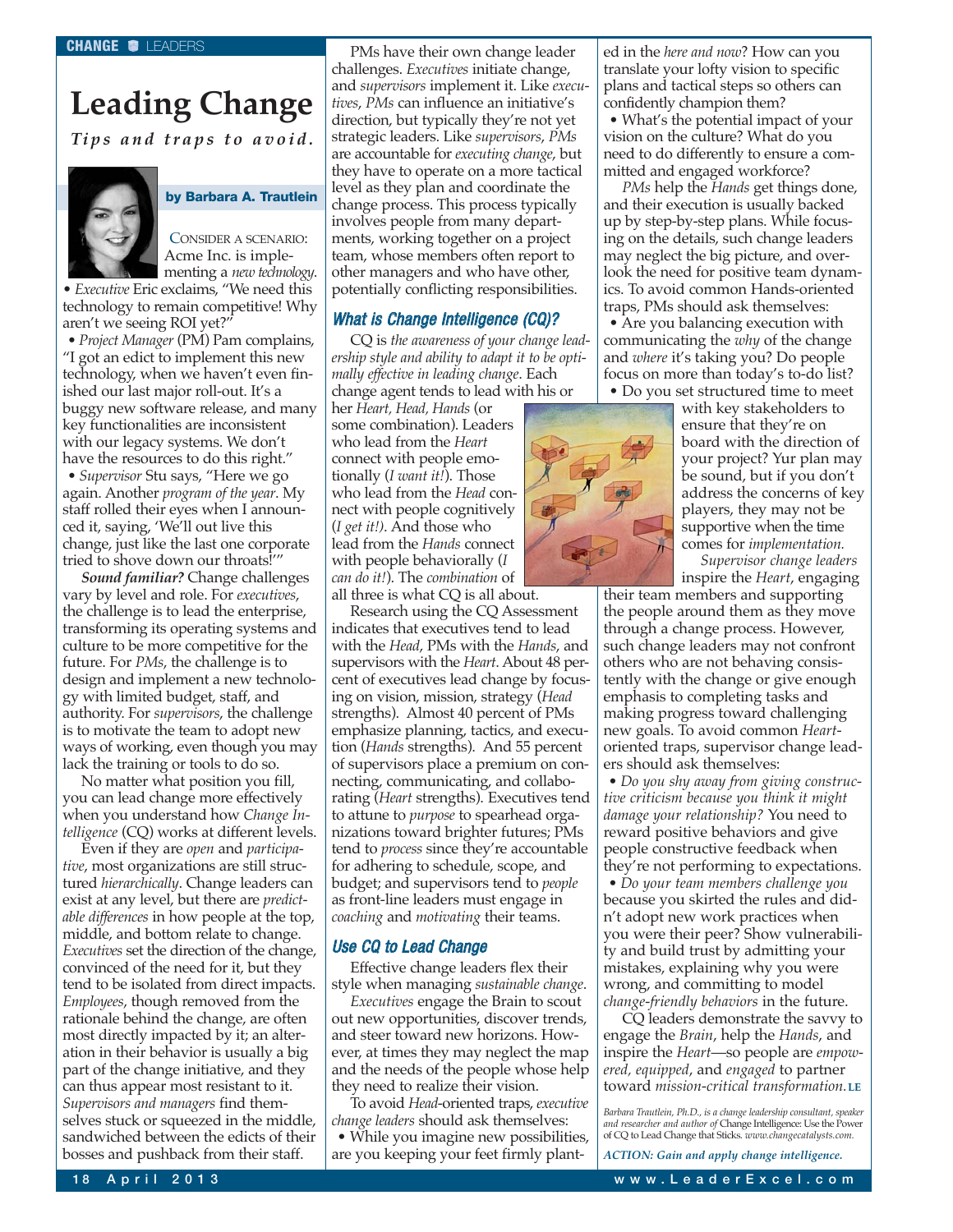CHANGE ■ LEADERS

# Leading Change

***Tips and traps to avoid.***

**by Barbara A. Trautlein**

CONSIDER A SCENARIO: Acme Inc. is implementing a *new technology*.

• *Executive* Eric exclaims, "We need this technology to remain competitive! Why aren't we seeing ROI yet?"

• *Project Manager* (PM) Pam complains, "I got an edict to implement this new technology, when we haven't even finished our last major roll-out. It's a buggy new software release, and many key functionalities are inconsistent with our legacy systems. We don't have the resources to do this right."

• *Supervisor* Stu says, "Here we go again. Another *program of the year*. My staff rolled their eyes when I announced it, saying, 'We'll out live this change, just like the last one corporate tried to shove down our throats!'"

***Sound familiar?*** Change challenges vary by level and role. For *executives*, the challenge is to lead the enterprise, transforming its operating systems and culture to be more competitive for the future. For *PMs*, the challenge is to design and implement a new technology with limited budget, staff, and authority. For *supervisors*, the challenge is to motivate the team to adopt new ways of working, even though you may lack the training or tools to do so.

No matter what position you fill, you can lead change more effectively when you understand how *Change Intelligence* (CQ) works at different levels.

Even if they are *open* and *participative*, most organizations are still structured *hierarchically*. Change leaders can exist at any level, but there are *predictable differences* in how people at the top, middle, and bottom relate to change. *Executives* set the direction of the change, convinced of the need for it, but they tend to be isolated from direct impacts. *Employees*, though removed from the rationale behind the change, are often most directly impacted by it; an alteration in their behavior is usually a big part of the change initiative, and they can thus appear most resistant to it. *Supervisors and managers* find themselves stuck or squeezed in the middle, sandwiched between the edicts of their bosses and pushback from their staff.

PMs have their own change leader challenges. *Executives* initiate change, and *supervisors* implement it. Like *executives*, *PMs* can influence an initiative's direction, but typically they're not yet strategic leaders. Like *supervisors*, *PMs* are accountable for *executing change*, but they have to operate on a more tactical level as they plan and coordinate the change process. This process typically involves people from many departments, working together on a project team, whose members often report to other managers and who have other, potentially conflicting responsibilities.

### What is Change Intelligence (CQ)?

CQ is *the awareness of your change leadership style and ability to adapt it to be optimally effective in leading change*. Each change agent tends to lead with his or her *Heart, Head, Hands* (or some combination). Leaders who lead from the *Heart* connect with people emotionally (*I want it!*). Those who lead from the *Head* connect with people cognitively (*I get it!*). And those who lead from the *Hands* connect with people behaviorally (*I can do it!*). The *combination* of all three is what CQ is all about.

Research using the CQ Assessment indicates that executives tend to lead with the *Head*, PMs with the *Hands*, and supervisors with the *Heart*. About 48 percent of executives lead change by focusing on vision, mission, strategy (*Head* strengths). Almost 40 percent of PMs emphasize planning, tactics, and execution (*Hands* strengths). And 55 percent of supervisors place a premium on connecting, communicating, and collaborating (*Heart* strengths). Executives tend to attune to *purpose* to spearhead organizations toward brighter futures; PMs tend to *process* since they're accountable for adhering to schedule, scope, and budget; and supervisors tend to *people* as front-line leaders must engage in *coaching* and *motivating* their teams.

### Use CQ to Lead Change

Effective change leaders flex their style when managing *sustainable change*.

*Executives* engage the Brain to scout out new opportunities, discover trends, and steer toward new horizons. However, at times they may neglect the map and the needs of the people whose help they need to realize their vision.

To avoid *Head*-oriented traps, *executive change leaders* should ask themselves:

• While you imagine new possibilities, are you keeping your feet firmly planted in the *here and now*? How can you translate your lofty vision to specific plans and tactical steps so others can confidently champion them?

• What's the potential impact of your vision on the culture? What do you need to do differently to ensure a committed and engaged workforce?

*PMs* help the *Hands* get things done, and their execution is usually backed up by step-by-step plans. While focusing on the details, such change leaders may neglect the big picture, and overlook the need for positive team dynamics. To avoid common Hands-oriented traps, PMs should ask themselves:

• Are you balancing execution with communicating the *why* of the change and *where* it's taking you? Do people focus on more than today's to-do list?

• Do you set structured time to meet with key stakeholders to ensure that they're on board with the direction of your project? Yur plan may be sound, but if you don't address the concerns of key players, they may not be supportive when the time comes for *implementation.*

*Supervisor change leaders* inspire the *Heart*, engaging their team members and supporting the people around them as they move through a change process. However, such change leaders may not confront others who are not behaving consistently with the change or give enough emphasis to completing tasks and making progress toward challenging new goals. To avoid common *Heart*-oriented traps, supervisor change leaders should ask themselves:

• *Do you shy away from giving constructive criticism because you think it might damage your relationship?* You need to reward positive behaviors and give people constructive feedback when they're not performing to expectations.

• *Do your team members challenge you* because you skirted the rules and didn't adopt new work practices when you were their peer? Show vulnerability and build trust by admitting your mistakes, explaining why you were wrong, and committing to model *change-friendly behaviors* in the future.

CQ leaders demonstrate the savvy to engage the *Brain*, help the *Hands*, and inspire the *Heart*—so people are *empowered, equipped*, and *engaged* to partner toward *mission-critical transformation.* **LE**

*Barbara Trautlein, Ph.D., is a change leadership consultant, speaker and researcher and author of* Change Intelligence: Use the Power of CQ to Lead Change that Sticks. *www.changecatalysts.com.*

*ACTION: Gain and apply change intelligence.*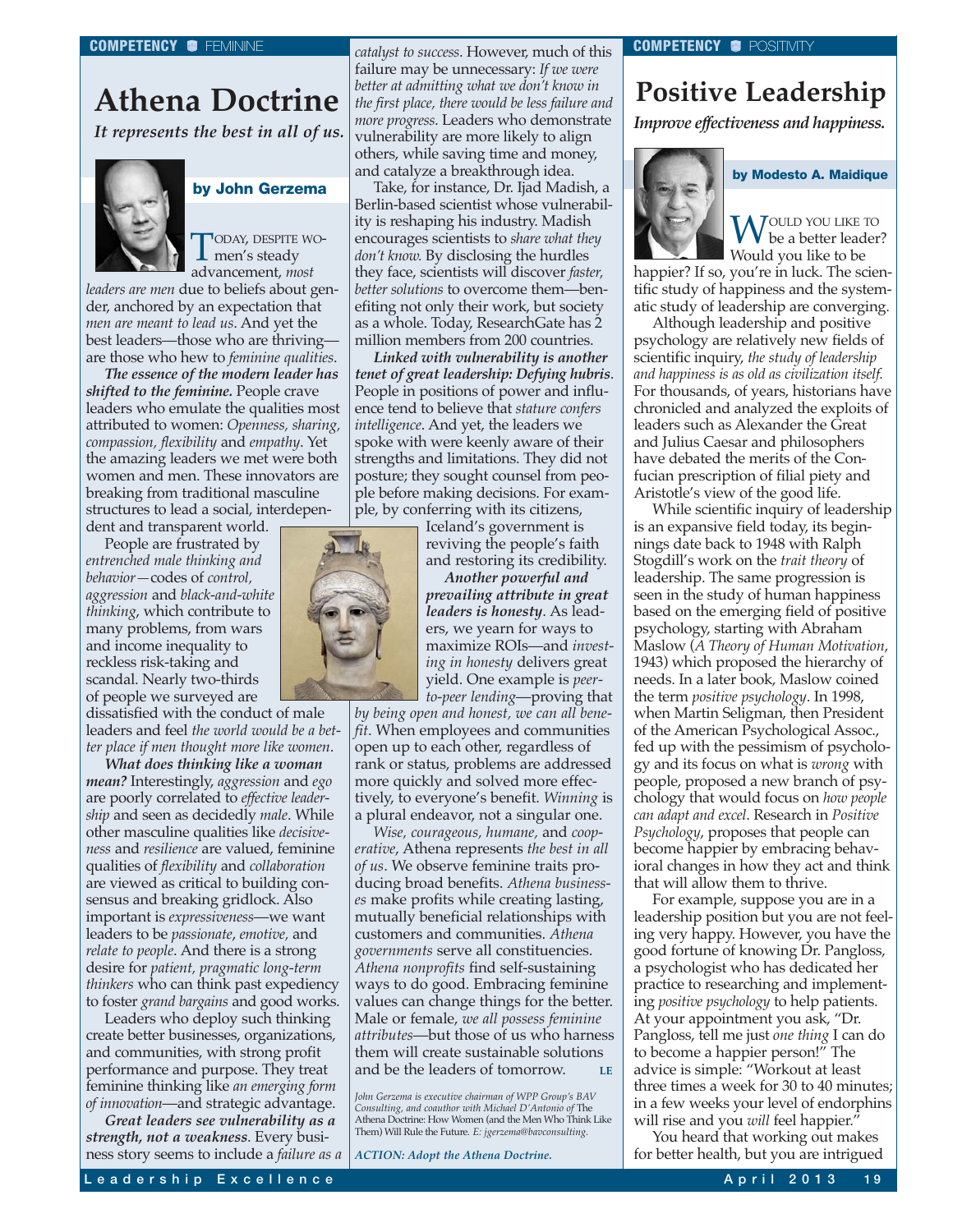COMPETENCY FEMININE

# Athena Doctrine

*It represents the best in all of us.*

**by John Gerzema**

TODAY, DESPITE WOmen's steady advancement, *most leaders are men* due to beliefs about gender, anchored by an expectation that *men are meant to lead us*. And yet the best leaders—those who are thriving—are those who hew to *feminine qualities*.

***The essence of the modern leader has shifted to the feminine.*** People crave leaders who emulate the qualities most attributed to women: *Openness, sharing, compassion, flexibility* and *empathy*. Yet the amazing leaders we met were both women and men. These innovators are breaking from traditional masculine structures to lead a social, interdependent and transparent world.

People are frustrated by *entrenched male thinking and behavior*—codes of *control, aggression* and *black-and-white thinking*, which contribute to many problems, from wars and income inequality to reckless risk-taking and scandal. Nearly two-thirds of people we surveyed are dissatisfied with the conduct of male leaders and feel *the world would be a better place if men thought more like women*.

***What does thinking like a woman mean?*** Interestingly, *aggression* and *ego* are poorly correlated to *effective leadership* and seen as decidedly *male*. While other masculine qualities like *decisiveness* and *resilience* are valued, feminine qualities of *flexibility* and *collaboration* are viewed as critical to building consensus and breaking gridlock. Also important is *expressiveness*—we want leaders to be *passionate*, *emotive*, and *relate to people*. And there is a strong desire for *patient, pragmatic long-term thinkers* who can think past expediency to foster *grand bargains* and good works.

Leaders who deploy such thinking create better businesses, organizations, and communities, with strong profit performance and purpose. They treat feminine thinking like *an emerging form of innovation*—and strategic advantage.

***Great leaders see vulnerability as a strength, not a weakness***. Every business story seems to include a *failure as a catalyst to success*. However, much of this failure may be unnecessary: *If we were better at admitting what we don't know in the first place, there would be less failure and more progress.* Leaders who demonstrate vulnerability are more likely to align others, while saving time and money, and catalyze a breakthrough idea.

Take, for instance, Dr. Ijad Madish, a Berlin-based scientist whose vulnerability is reshaping his industry. Madish encourages scientists to *share what they don't know.* By disclosing the hurdles they face, scientists will discover *faster, better solutions* to overcome them—benefiting not only their work, but society as a whole. Today, ResearchGate has 2 million members from 200 countries.

***Linked with vulnerability is another tenet of great leadership: Defying hubris***. People in positions of power and influence tend to believe that *stature confers intelligence*. And yet, the leaders we spoke with were keenly aware of their strengths and limitations. They did not posture; they sought counsel from people before making decisions. For example, by conferring with its citizens, Iceland's government is reviving the people's faith and restoring its credibility.

***Another powerful and prevailing attribute in great leaders is honesty***. As leaders, we yearn for ways to maximize ROIs—and *investing in honesty* delivers great yield. One example is *peer-to-peer lending*—proving that *by being open and honest, we can all benefit*. When employees and communities open up to each other, regardless of rank or status, problems are addressed more quickly and solved more effectively, to everyone's benefit. *Winning* is a plural endeavor, not a singular one.

*Wise, courageous, humane,* and *cooperative*, Athena represents *the best in all of us*. We observe feminine traits producing broad benefits. *Athena businesses* make profits while creating lasting, mutually beneficial relationships with customers and communities. *Athena governments* serve all constituencies. *Athena nonprofits* find self-sustaining ways to do good. Embracing feminine values can change things for the better. Male or female, *we all possess feminine attributes*—but those of us who harness them will create sustainable solutions and be the leaders of tomorrow. LE

*John Gerzema is executive chairman of WPP Group's BAV Consulting, and coauthor with Michael D'Antonio of* The Athena Doctrine: How Women (and the Men Who Think Like Them) Will Rule the Future. *E: jgerzema@bavconsulting.*

*ACTION: Adopt the Athena Doctrine.*

COMPETENCY POSITIVITY

# Positive Leadership

*Improve effectiveness and happiness.*

**by Modesto A. Maidique**

WOULD YOU LIKE TO be a better leader? Would you like to be happier? If so, you're in luck. The scientific study of happiness and the systematic study of leadership are converging.

Although leadership and positive psychology are relatively new fields of scientific inquiry, *the study of leadership and happiness is as old as civilization itself.* For thousands, of years, historians have chronicled and analyzed the exploits of leaders such as Alexander the Great and Julius Caesar and philosophers have debated the merits of the Confucian prescription of filial piety and Aristotle's view of the good life.

While scientific inquiry of leadership is an expansive field today, its beginnings date back to 1948 with Ralph Stogdill's work on the *trait theory* of leadership. The same progression is seen in the study of human happiness based on the emerging field of positive psychology, starting with Abraham Maslow (*A Theory of Human Motivation*, 1943) which proposed the hierarchy of needs. In a later book, Maslow coined the term *positive psychology*. In 1998, when Martin Seligman, then President of the American Psychological Assoc., fed up with the pessimism of psychology and its focus on what is *wrong* with people, proposed a new branch of psychology that would focus on *how people can adapt and excel*. Research in *Positive Psychology*, proposes that people can become happier by embracing behavioral changes in how they act and think that will allow them to thrive.

For example, suppose you are in a leadership position but you are not feeling very happy. However, you have the good fortune of knowing Dr. Pangloss, a psychologist who has dedicated her practice to researching and implementing *positive psychology* to help patients. At your appointment you ask, "Dr. Pangloss, tell me just *one thing* I can do to become a happier person!" The advice is simple: "Workout at least three times a week for 30 to 40 minutes; in a few weeks your level of endorphins will rise and you *will* feel happier."

You heard that working out makes for better health, but you are intrigued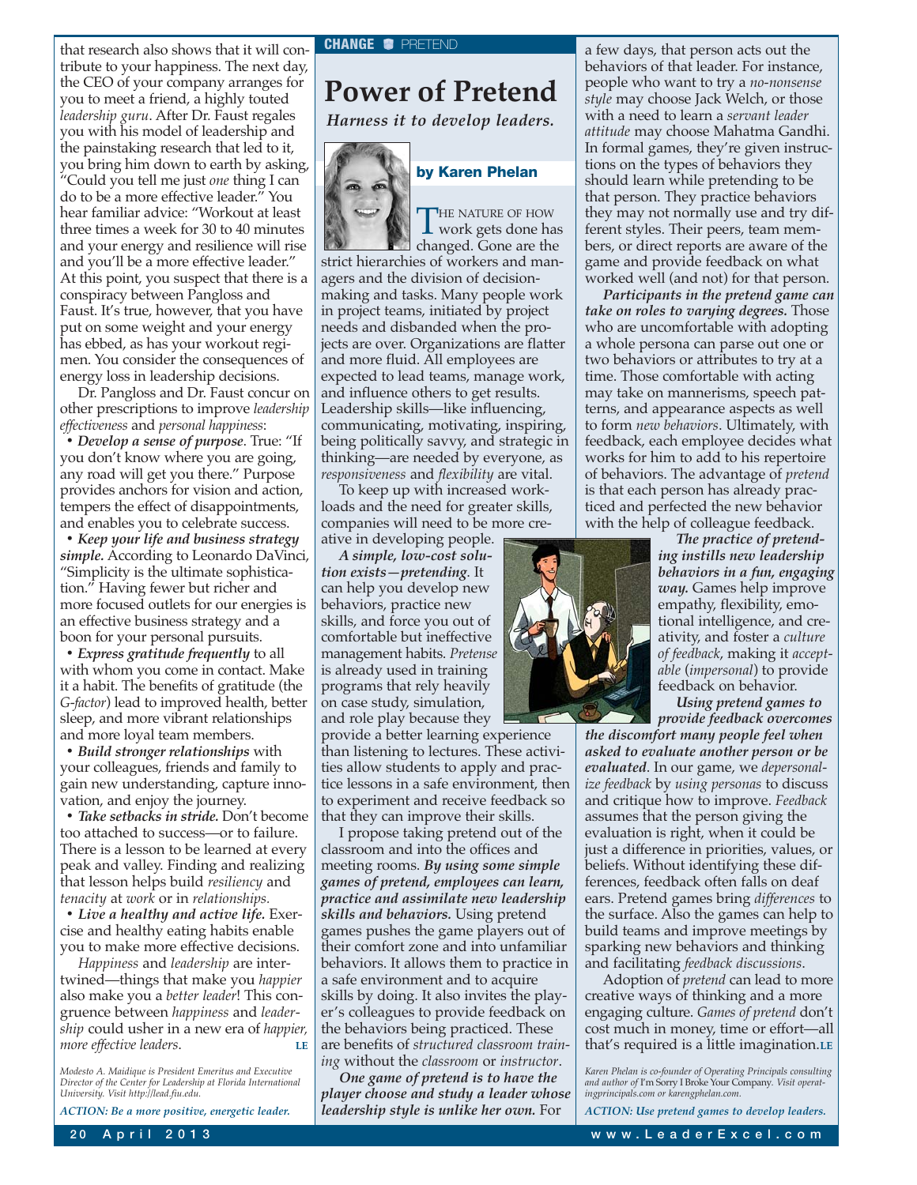that research also shows that it will contribute to your happiness. The next day, the CEO of your company arranges for you to meet a friend, a highly touted *leadership guru*. After Dr. Faust regales you with his model of leadership and the painstaking research that led to it, you bring him down to earth by asking, "Could you tell me just *one* thing I can do to be a more effective leader." You hear familiar advice: "Workout at least three times a week for 30 to 40 minutes and your energy and resilience will rise and you'll be a more effective leader." At this point, you suspect that there is a conspiracy between Pangloss and Faust. It's true, however, that you have put on some weight and your energy has ebbed, as has your workout regimen. You consider the consequences of energy loss in leadership decisions.

Dr. Pangloss and Dr. Faust concur on other prescriptions to improve *leadership effectiveness* and *personal happiness*:

• ***Develop a sense of purpose***. True: "If you don't know where you are going, any road will get you there." Purpose provides anchors for vision and action, tempers the effect of disappointments, and enables you to celebrate success.

• ***Keep your life and business strategy simple.*** According to Leonardo DaVinci, "Simplicity is the ultimate sophistication." Having fewer but richer and more focused outlets for our energies is an effective business strategy and a boon for your personal pursuits.

• ***Express gratitude frequently*** to all with whom you come in contact. Make it a habit. The benefits of gratitude (the *G-factor*) lead to improved health, better sleep, and more vibrant relationships and more loyal team members.

• ***Build stronger relationships*** with your colleagues, friends and family to gain new understanding, capture innovation, and enjoy the journey.

• ***Take setbacks in stride.*** Don't become too attached to success—or to failure. There is a lesson to be learned at every peak and valley. Finding and realizing that lesson helps build *resiliency* and *tenacity* at *work* or in *relationships.*

• ***Live a healthy and active life.*** Exercise and healthy eating habits enable you to make more effective decisions.

*Happiness* and *leadership* are intertwined—things that make you *happier* also make you a *better leader*! This congruence between *happiness* and *leadership* could usher in a new era of *happier, more effective leaders*. **LE**

*Modesto A. Maidique is President Emeritus and Executive Director of the Center for Leadership at Florida International University. Visit http://lead.fiu.edu.*

***ACTION: Be a more positive, energetic leader.***

**CHANGE** PRETEND

# Power of Pretend

***Harness it to develop leaders.***

**by Karen Phelan**

The nature of how work gets done has changed. Gone are the strict hierarchies of workers and managers and the division of decision-making and tasks. Many people work in project teams, initiated by project needs and disbanded when the projects are over. Organizations are flatter and more fluid. All employees are expected to lead teams, manage work, and influence others to get results. Leadership skills—like influencing, communicating, motivating, inspiring, being politically savvy, and strategic in thinking—are needed by everyone, as *responsiveness* and *flexibility* are vital.

To keep up with increased workloads and the need for greater skills, companies will need to be more creative in developing people.

***A simple, low-cost solution exists—pretending***. It can help you develop new behaviors, practice new skills, and force you out of comfortable but ineffective management habits. *Pretense* is already used in training programs that rely heavily on case study, simulation, and role play because they provide a better learning experience than listening to lectures. These activities allow students to apply and practice lessons in a safe environment, then to experiment and receive feedback so that they can improve their skills.

I propose taking pretend out of the classroom and into the offices and meeting rooms. ***By using some simple games of pretend, employees can learn, practice and assimilate new leadership skills and behaviors.*** Using pretend games pushes the game players out of their comfort zone and into unfamiliar behaviors. It allows them to practice in a safe environment and to acquire skills by doing. It also invites the player's colleagues to provide feedback on the behaviors being practiced. These are benefits of *structured classroom training* without the *classroom* or *instructor*.

***One game of pretend is to have the player choose and study a leader whose leadership style is unlike her own.*** For a few days, that person acts out the behaviors of that leader. For instance, people who want to try a *no-nonsense style* may choose Jack Welch, or those with a need to learn a *servant leader attitude* may choose Mahatma Gandhi. In formal games, they're given instructions on the types of behaviors they should learn while pretending to be that person. They practice behaviors they may not normally use and try different styles. Their peers, team members, or direct reports are aware of the game and provide feedback on what worked well (and not) for that person.

***Participants in the pretend game can take on roles to varying degrees.*** Those who are uncomfortable with adopting a whole persona can parse out one or two behaviors or attributes to try at a time. Those comfortable with acting may take on mannerisms, speech patterns, and appearance aspects as well to form *new behaviors*. Ultimately, with feedback, each employee decides what works for him to add to his repertoire of behaviors. The advantage of *pretend* is that each person has already practiced and perfected the new behavior with the help of colleague feedback.

***The practice of pretending instills new leadership behaviors in a fun, engaging way.*** Games help improve empathy, flexibility, emotional intelligence, and creativity, and foster a *culture of feedback*, making it *acceptable* (*impersonal*) to provide feedback on behavior.

***Using pretend games to provide feedback overcomes the discomfort many people feel when asked to evaluate another person or be evaluated***. In our game, we *depersonalize feedback* by *using personas* to discuss and critique how to improve. *Feedback* assumes that the person giving the evaluation is right, when it could be just a difference in priorities, values, or beliefs. Without identifying these differences, feedback often falls on deaf ears. Pretend games bring *differences* to the surface. Also the games can help to build teams and improve meetings by sparking new behaviors and thinking and facilitating *feedback discussions*.

Adoption of *pretend* can lead to more creative ways of thinking and a more engaging culture. *Games of pretend* don't cost much in money, time or effort—all that's required is a little imagination. **LE**

*Karen Phelan is co-founder of Operating Principals consulting and author of* I'm Sorry I Broke Your Company. *Visit operatingprincipals.com or karengphelan.com.*

***ACTION: Use pretend games to develop leaders.***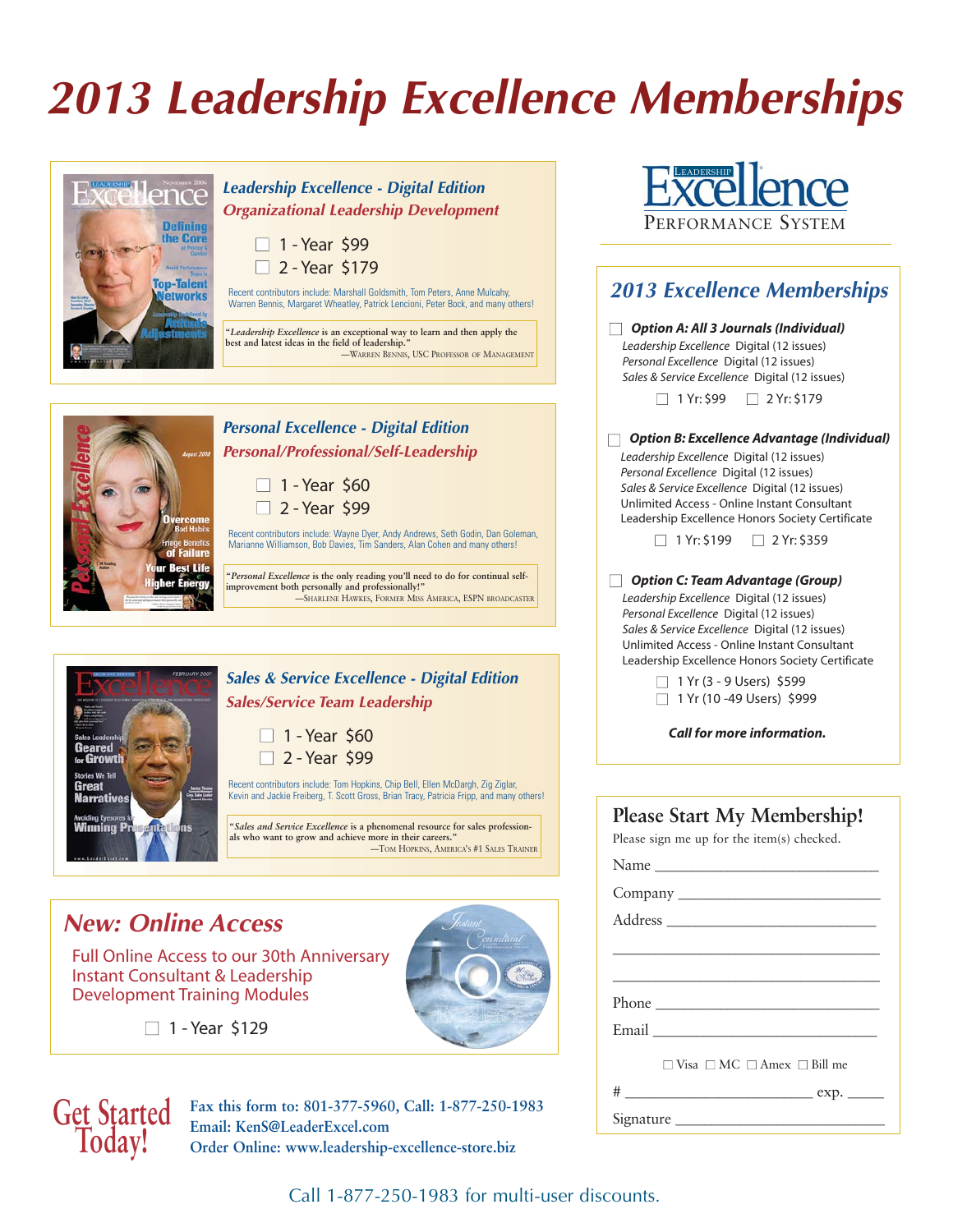# 2013 Leadership Excellence Memberships

## *Leadership Excellence - Digital Edition*

### *Organizational Leadership Development*

- ☐ 1 - Year $99
- ☐ 2 - Year $179

Recent contributors include: Marshall Goldsmith, Tom Peters, Anne Mulcahy, Warren Bennis, Margaret Wheatley, Patrick Lencioni, Peter Bock, and many others!

> "*Leadership Excellence* is an exceptional way to learn and then apply the best and latest ideas in the field of leadership."
> —Warren Bennis, USC Professor of Management

## *Personal Excellence - Digital Edition*

### *Personal/Professional/Self-Leadership*

- ☐ 1 - Year $60
- ☐ 2 - Year $99

Recent contributors include: Wayne Dyer, Andy Andrews, Seth Godin, Dan Goleman, Marianne Williamson, Bob Davies, Tim Sanders, Alan Cohen and many others!

> "*Personal Excellence* is the only reading you'll need to do for continual self-improvement both personally and professionally!"
> —Sharlene Hawkes, Former Miss America, ESPN Broadcaster

## *Sales & Service Excellence - Digital Edition*

### *Sales/Service Team Leadership*

- ☐ 1 - Year $60
- ☐ 2 - Year $99

Recent contributors include: Tom Hopkins, Chip Bell, Ellen McDargh, Zig Ziglar, Kevin and Jackie Freiberg, T. Scott Gross, Brian Tracy, Patricia Fripp, and many others!

> "*Sales and Service Excellence* is a phenomenal resource for sales professionals who want to grow and achieve more in their careers."
> —Tom Hopkins, America's #1 Sales Trainer

## *New: Online Access*

Full Online Access to our 30th Anniversary Instant Consultant & Leadership Development Training Modules

- ☐ 1 - Year $129

**Get Started Today!**

**Fax this form to: 801-377-5960, Call: 1-877-250-1983**
**Email: KenS@LeaderExcel.com**
**Order Online: www.leadership-excellence-store.biz**

Leadership Excellence Performance System

## *2013 Excellence Memberships*

☐ ***Option A: All 3 Journals (Individual)***

*Leadership Excellence* Digital (12 issues)
*Personal Excellence* Digital (12 issues)
*Sales & Service Excellence* Digital (12 issues)

☐ 1 Yr: $99 ☐ 2 Yr: $179

☐ ***Option B: Excellence Advantage (Individual)***

*Leadership Excellence* Digital (12 issues)
*Personal Excellence* Digital (12 issues)
*Sales & Service Excellence* Digital (12 issues)
Unlimited Access - Online Instant Consultant
Leadership Excellence Honors Society Certificate

☐ 1 Yr: $199 ☐ 2 Yr: $359

☐ ***Option C: Team Advantage (Group)***

*Leadership Excellence* Digital (12 issues)
*Personal Excellence* Digital (12 issues)
*Sales & Service Excellence* Digital (12 issues)
Unlimited Access - Online Instant Consultant
Leadership Excellence Honors Society Certificate

☐ 1 Yr (3 - 9 Users) $599
☐ 1 Yr (10 -49 Users) $999

***Call for more information.***

## Please Start My Membership!

Please sign me up for the item(s) checked.

Name ____________________________

Company ____________________________

Address ____________________________

____________________________

____________________________

Phone ____________________________

Email ____________________________

☐ Visa ☐ MC ☐ Amex ☐ Bill me

# ______________________ exp. _____

Signature ____________________________

Call 1-877-250-1983 for multi-user discounts.